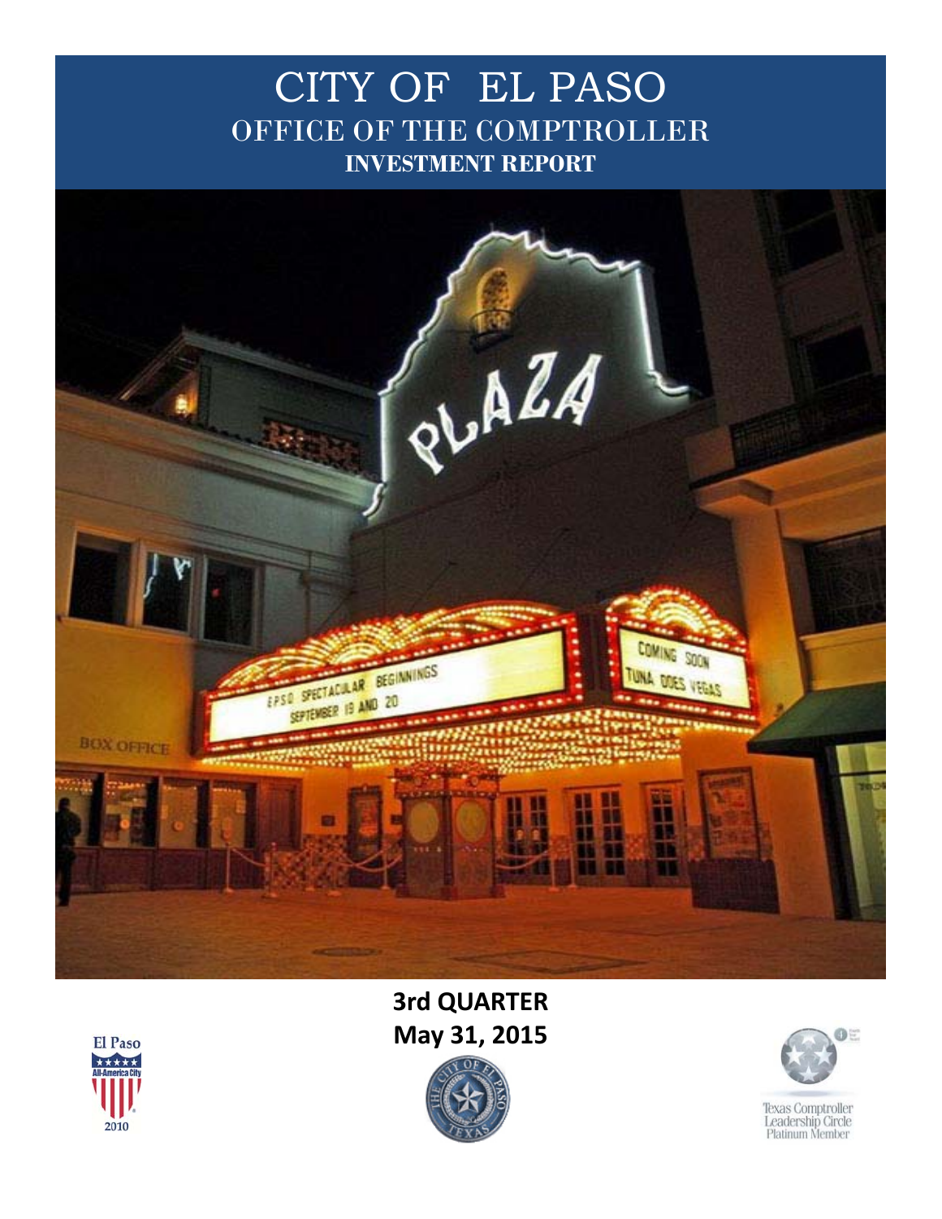# CITY OF EL PASO

## OFFICE OF THE COMPTROLLER

### INVESTMENT REPORT

**3rd QUARTER**

**May 31, 2015**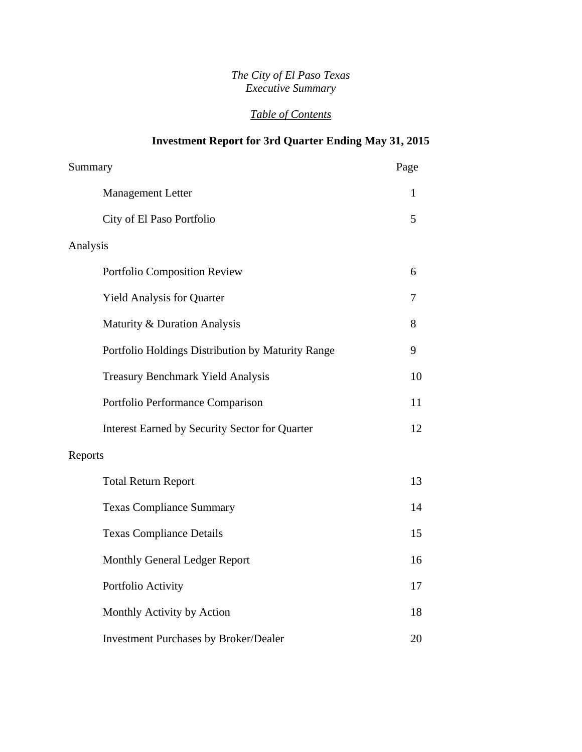*The City of El Paso Texas*
*Executive Summary*

*Table of Contents*

# Investment Report for 3rd Quarter Ending May 31, 2015

| Summary | Page |
|---|---|
| Management Letter | 1 |
| City of El Paso Portfolio | 5 |
| **Analysis** | |
| Portfolio Composition Review | 6 |
| Yield Analysis for Quarter | 7 |
| Maturity & Duration Analysis | 8 |
| Portfolio Holdings Distribution by Maturity Range | 9 |
| Treasury Benchmark Yield Analysis | 10 |
| Portfolio Performance Comparison | 11 |
| Interest Earned by Security Sector for Quarter | 12 |
| **Reports** | |
| Total Return Report | 13 |
| Texas Compliance Summary | 14 |
| Texas Compliance Details | 15 |
| Monthly General Ledger Report | 16 |
| Portfolio Activity | 17 |
| Monthly Activity by Action | 18 |
| Investment Purchases by Broker/Dealer | 20 |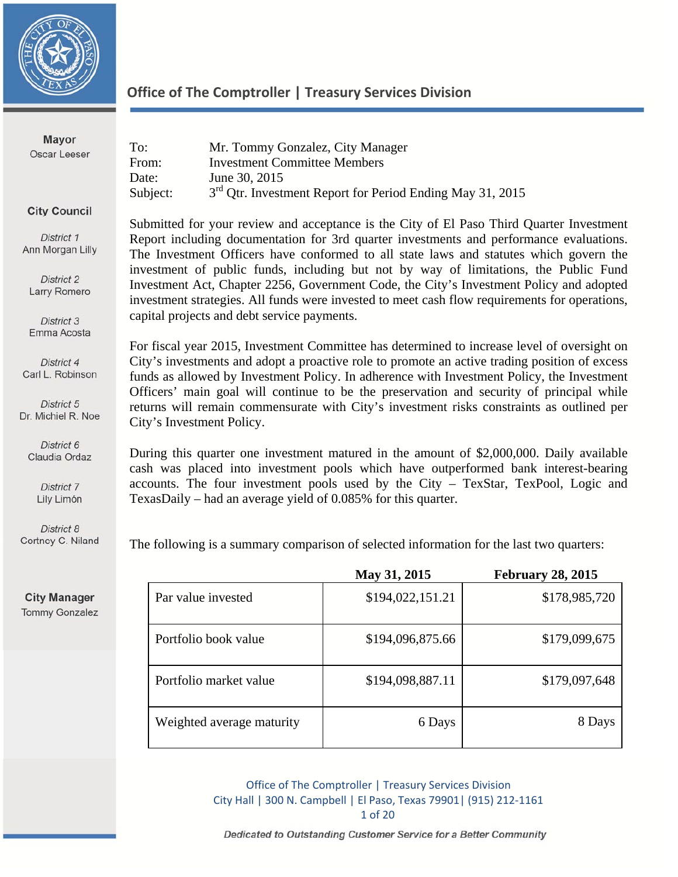# Office of The Comptroller | Treasury Services Division

**Mayor**
Oscar Leeser

**City Council**

*District 1*
Ann Morgan Lilly

*District 2*
Larry Romero

*District 3*
Emma Acosta

*District 4*
Carl L. Robinson

*District 5*
Dr. Michiel R. Noe

*District 6*
Claudia Ordaz

*District 7*
Lily Limón

*District 8*
Cortney C. Niland

**City Manager**
Tommy Gonzalez

To: Mr. Tommy Gonzalez, City Manager
From: Investment Committee Members
Date: June 30, 2015
Subject: 3rd Qtr. Investment Report for Period Ending May 31, 2015

Submitted for your review and acceptance is the City of El Paso Third Quarter Investment Report including documentation for 3rd quarter investments and performance evaluations. The Investment Officers have conformed to all state laws and statutes which govern the investment of public funds, including but not by way of limitations, the Public Fund Investment Act, Chapter 2256, Government Code, the City's Investment Policy and adopted investment strategies. All funds were invested to meet cash flow requirements for operations, capital projects and debt service payments.

For fiscal year 2015, Investment Committee has determined to increase level of oversight on City's investments and adopt a proactive role to promote an active trading position of excess funds as allowed by Investment Policy. In adherence with Investment Policy, the Investment Officers' main goal will continue to be the preservation and security of principal while returns will remain commensurate with City's investment risks constraints as outlined per City's Investment Policy.

During this quarter one investment matured in the amount of $2,000,000. Daily available cash was placed into investment pools which have outperformed bank interest-bearing accounts. The four investment pools used by the City – TexStar, TexPool, Logic and TexasDaily – had an average yield of 0.085% for this quarter.

The following is a summary comparison of selected information for the last two quarters:

| | May 31, 2015 | February 28, 2015 |
|---|---:|---:|
| Par value invested | $194,022,151.21 | $178,985,720 |
| Portfolio book value | $194,096,875.66 | $179,099,675 |
| Portfolio market value | $194,098,887.11 | $179,097,648 |
| Weighted average maturity | 6 Days | 8 Days |

Office of The Comptroller | Treasury Services Division
City Hall | 300 N. Campbell | El Paso, Texas 79901| (915) 212-1161

*Dedicated to Outstanding Customer Service for a Better Community*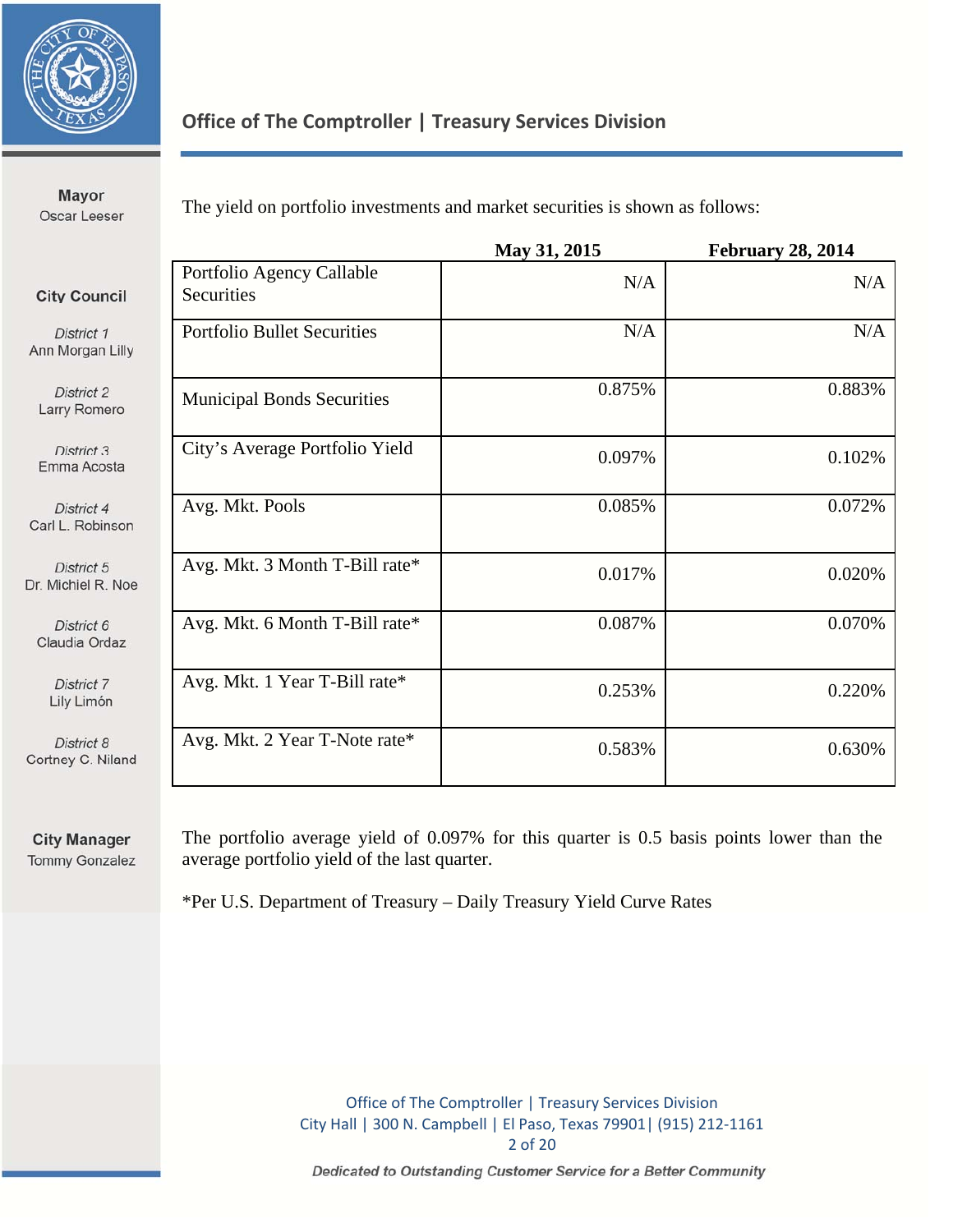The yield on portfolio investments and market securities is shown as follows:

| | May 31, 2015 | February 28, 2014 |
|---|---|---|
| Portfolio Agency Callable Securities | N/A | N/A |
| Portfolio Bullet Securities | N/A | N/A |
| Municipal Bonds Securities | 0.875% | 0.883% |
| City's Average Portfolio Yield | 0.097% | 0.102% |
| Avg. Mkt. Pools | 0.085% | 0.072% |
| Avg. Mkt. 3 Month T-Bill rate* | 0.017% | 0.020% |
| Avg. Mkt. 6 Month T-Bill rate* | 0.087% | 0.070% |
| Avg. Mkt. 1 Year T-Bill rate* | 0.253% | 0.220% |
| Avg. Mkt. 2 Year T-Note rate* | 0.583% | 0.630% |

The portfolio average yield of 0.097% for this quarter is 0.5 basis points lower than the average portfolio yield of the last quarter.

*Per U.S. Department of Treasury – Daily Treasury Yield Curve Rates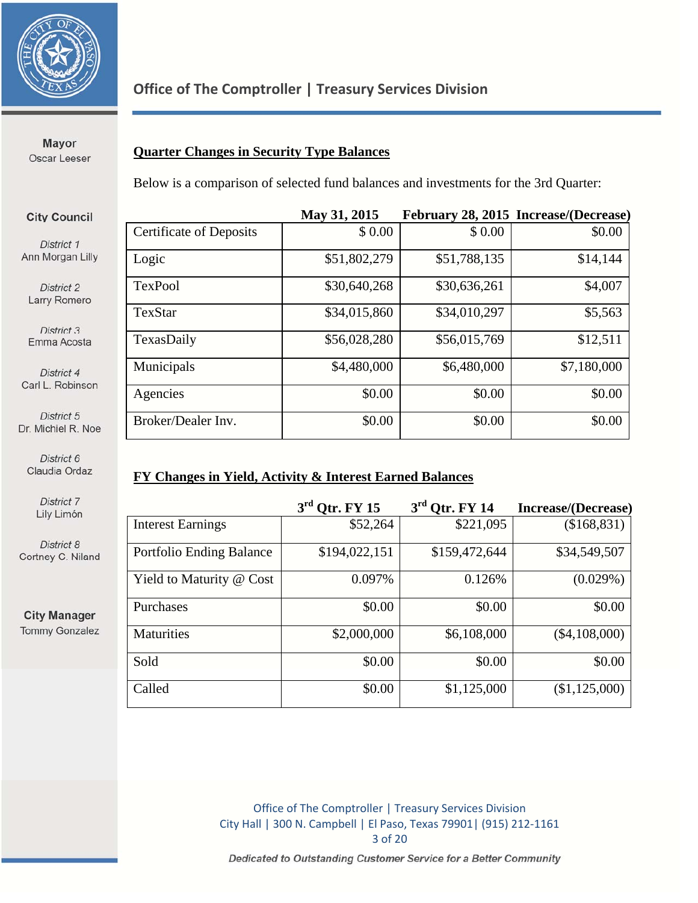**Office of The Comptroller | Treasury Services Division**

**Mayor**
Oscar Leeser

**City Council**

*District 1*
Ann Morgan Lilly

*District 2*
Larry Romero

*District 3*
Emma Acosta

*District 4*
Carl L. Robinson

*District 5*
Dr. Michiel R. Noe

*District 6*
Claudia Ordaz

*District 7*
Lily Limón

*District 8*
Cortney C. Niland

**City Manager**
Tommy Gonzalez

## Quarter Changes in Security Type Balances

Below is a comparison of selected fund balances and investments for the 3rd Quarter:

| | May 31, 2015 | February 28, 2015 | Increase/(Decrease) |
|---|---|---|---|
| Certificate of Deposits | $ 0.00 | $ 0.00 | $0.00 |
| Logic | $51,802,279 | $51,788,135 | $14,144 |
| TexPool | $30,640,268 | $30,636,261 | $4,007 |
| TexStar | $34,015,860 | $34,010,297 | $5,563 |
| TexasDaily | $56,028,280 | $56,015,769 | $12,511 |
| Municipals | $4,480,000 | $6,480,000 | $7,180,000 |
| Agencies | $0.00 | $0.00 | $0.00 |
| Broker/Dealer Inv. | $0.00 | $0.00 | $0.00 |

## FY Changes in Yield, Activity & Interest Earned Balances

| | 3rd Qtr. FY 15 | 3rd Qtr. FY 14 | Increase/(Decrease) |
|---|---|---|---|
| Interest Earnings | $52,264 | $221,095 | ($168,831) |
| Portfolio Ending Balance | $194,022,151 | $159,472,644 | $34,549,507 |
| Yield to Maturity @ Cost | 0.097% | 0.126% | (0.029%) |
| Purchases | $0.00 | $0.00 | $0.00 |
| Maturities | $2,000,000 | $6,108,000 | ($4,108,000) |
| Sold | $0.00 | $0.00 | $0.00 |
| Called | $0.00 | $1,125,000 | ($1,125,000) |

Office of The Comptroller | Treasury Services Division
City Hall | 300 N. Campbell | El Paso, Texas 79901| (915) 212-1161

*Dedicated to Outstanding Customer Service for a Better Community*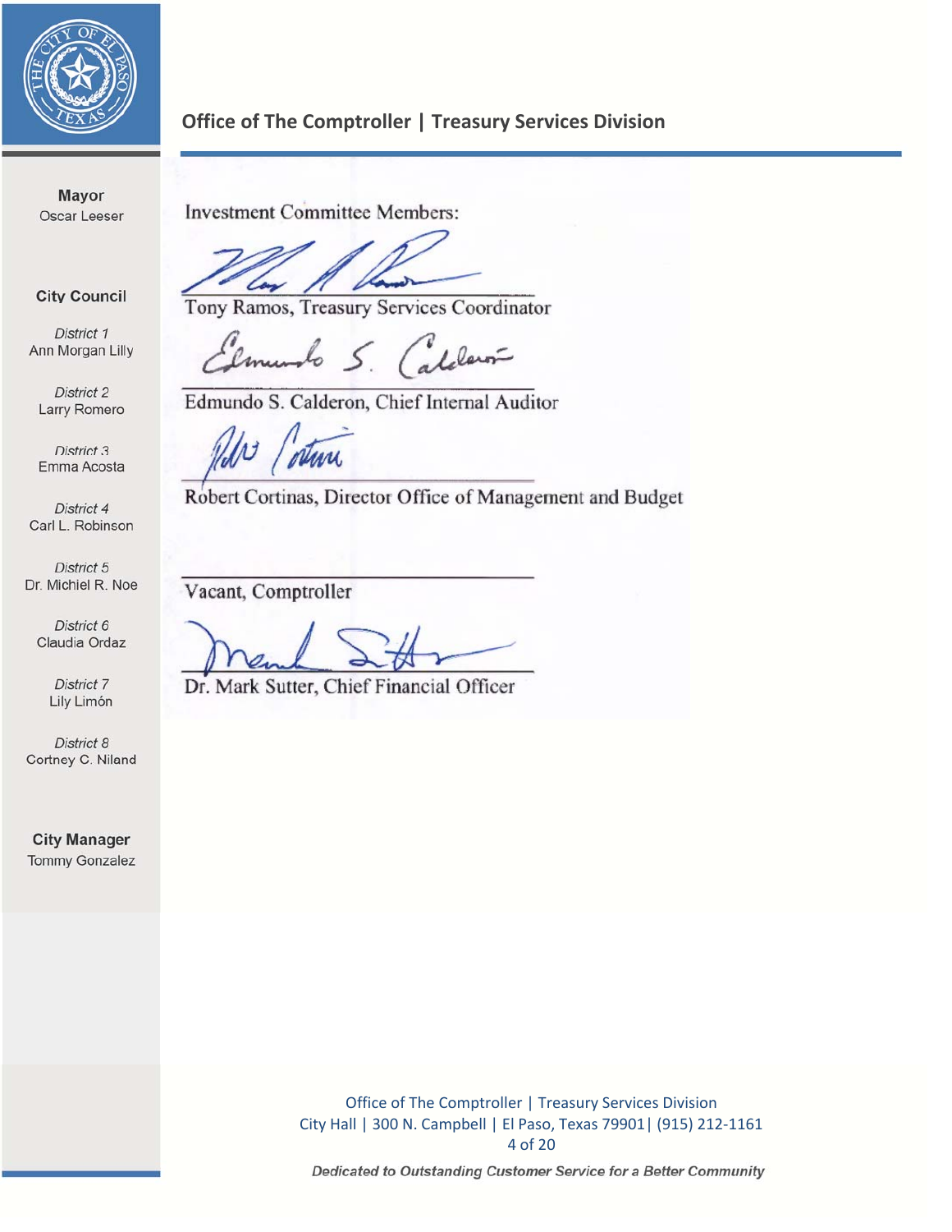Mayor
Oscar Leeser

City Council

*District 1*
Ann Morgan Lilly

*District 2*
Larry Romero

*District 3*
Emma Acosta

*District 4*
Carl L. Robinson

*District 5*
Dr. Michiel R. Noe

*District 6*
Claudia Ordaz

*District 7*
Lily Limón

*District 8*
Cortney C. Niland

City Manager
Tommy Gonzalez

Investment Committee Members:

Tony Ramos, Treasury Services Coordinator

Edmundo S. Calderon, Chief Internal Auditor

Robert Cortinas, Director Office of Management and Budget

Vacant, Comptroller

Dr. Mark Sutter, Chief Financial Officer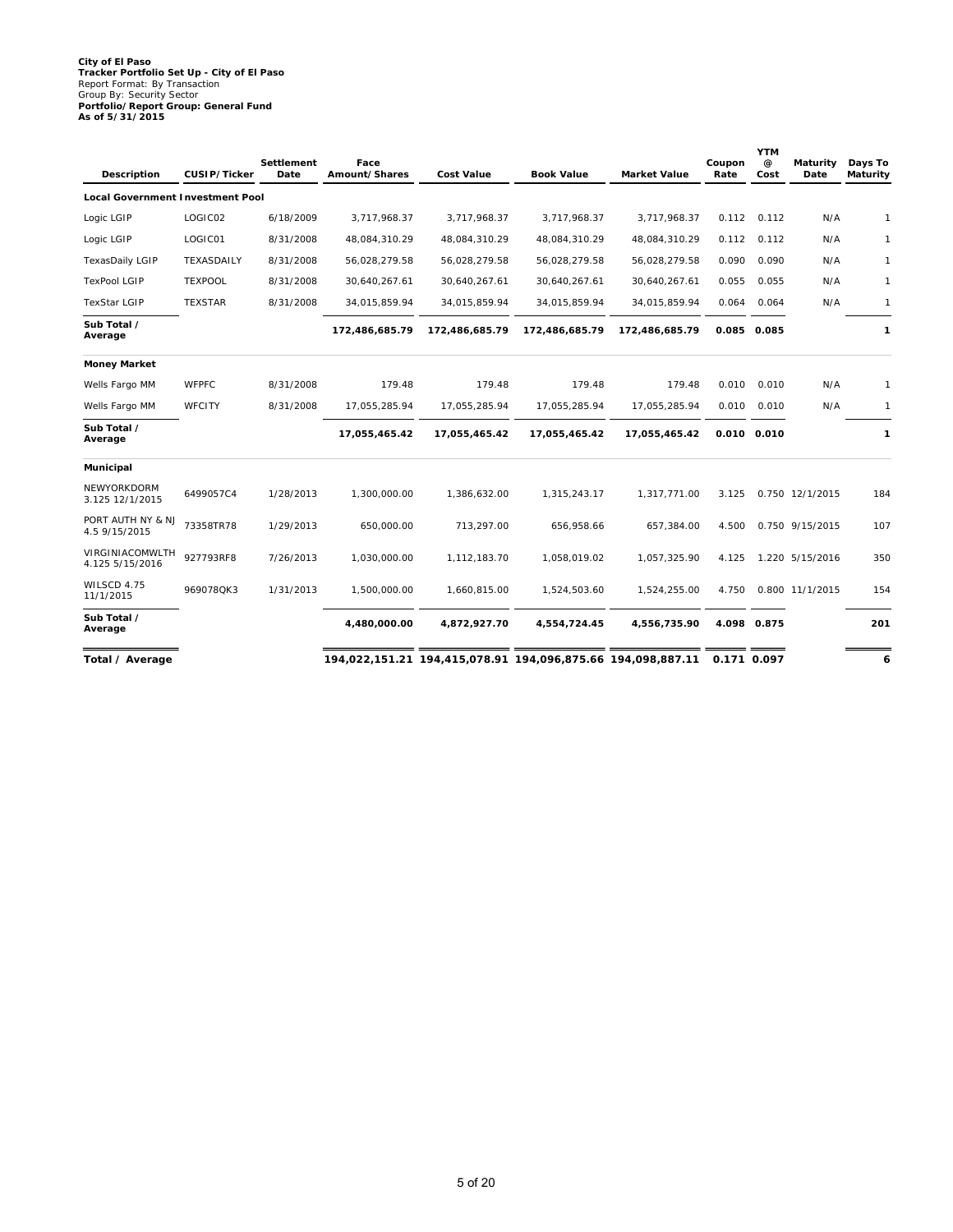**City of El Paso**
**Tracker Portfolio Set Up - City of El Paso**
Report Format: By Transaction
Group By: Security Sector
**Portfolio/Report Group: General Fund**
**As of 5/31/2015**

| Description | CUSIP/Ticker | Settlement Date | Face Amount/Shares | Cost Value | Book Value | Market Value | Coupon Rate | YTM @ Cost | Maturity Date | Days To Maturity |
|---|---|---|---|---|---|---|---|---|---|---|
| **Local Government Investment Pool** | | | | | | | | | | |
| Logic LGIP | LOGIC02 | 6/18/2009 | 3,717,968.37 | 3,717,968.37 | 3,717,968.37 | 3,717,968.37 | 0.112 | 0.112 | N/A | 1 |
| Logic LGIP | LOGIC01 | 8/31/2008 | 48,084,310.29 | 48,084,310.29 | 48,084,310.29 | 48,084,310.29 | 0.112 | 0.112 | N/A | 1 |
| TexasDaily LGIP | TEXASDAILY | 8/31/2008 | 56,028,279.58 | 56,028,279.58 | 56,028,279.58 | 56,028,279.58 | 0.090 | 0.090 | N/A | 1 |
| TexPool LGIP | TEXPOOL | 8/31/2008 | 30,640,267.61 | 30,640,267.61 | 30,640,267.61 | 30,640,267.61 | 0.055 | 0.055 | N/A | 1 |
| TexStar LGIP | TEXSTAR | 8/31/2008 | 34,015,859.94 | 34,015,859.94 | 34,015,859.94 | 34,015,859.94 | 0.064 | 0.064 | N/A | 1 |
| **Sub Total / Average** | | | **172,486,685.79** | **172,486,685.79** | **172,486,685.79** | **172,486,685.79** | **0.085** | **0.085** | | **1** |
| **Money Market** | | | | | | | | | | |
| Wells Fargo MM | WFPFC | 8/31/2008 | 179.48 | 179.48 | 179.48 | 179.48 | 0.010 | 0.010 | N/A | 1 |
| Wells Fargo MM | WFCITY | 8/31/2008 | 17,055,285.94 | 17,055,285.94 | 17,055,285.94 | 17,055,285.94 | 0.010 | 0.010 | N/A | 1 |
| **Sub Total / Average** | | | **17,055,465.42** | **17,055,465.42** | **17,055,465.42** | **17,055,465.42** | **0.010** | **0.010** | | **1** |
| **Municipal** | | | | | | | | | | |
| NEWYORKDORM 3.125 12/1/2015 | 6499057C4 | 1/28/2013 | 1,300,000.00 | 1,386,632.00 | 1,315,243.17 | 1,317,771.00 | 3.125 | 0.750 | 12/1/2015 | 184 |
| PORT AUTH NY & NJ 4.5 9/15/2015 | 73358TR78 | 1/29/2013 | 650,000.00 | 713,297.00 | 656,958.66 | 657,384.00 | 4.500 | 0.750 | 9/15/2015 | 107 |
| VIRGINIACOMWLTH 4.125 5/15/2016 | 927793RF8 | 7/26/2013 | 1,030,000.00 | 1,112,183.70 | 1,058,019.02 | 1,057,325.90 | 4.125 | 1.220 | 5/15/2016 | 350 |
| WILSCD 4.75 11/1/2015 | 969078QK3 | 1/31/2013 | 1,500,000.00 | 1,660,815.00 | 1,524,503.60 | 1,524,255.00 | 4.750 | 0.800 | 11/1/2015 | 154 |
| **Sub Total / Average** | | | **4,480,000.00** | **4,872,927.70** | **4,554,724.45** | **4,556,735.90** | **4.098** | **0.875** | | **201** |
| **Total / Average** | | | **194,022,151.21** | **194,415,078.91** | **194,096,875.66** | **194,098,887.11** | **0.171** | **0.097** | | **6** |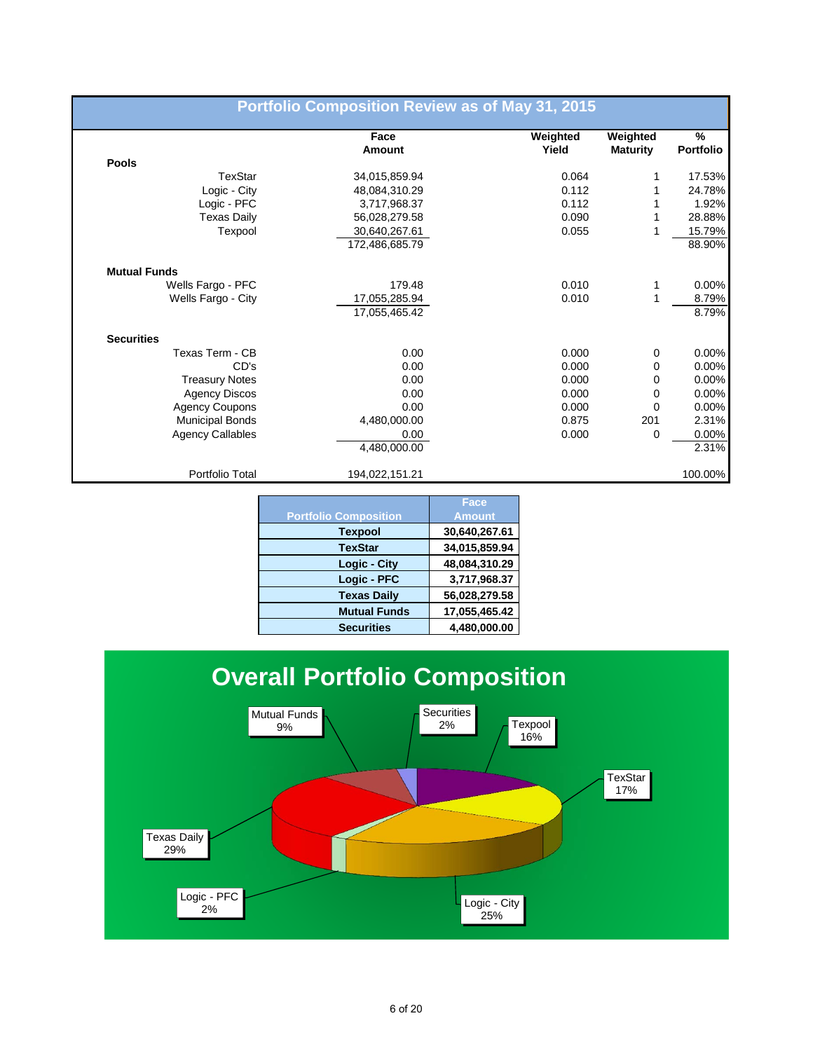## Portfolio Composition Review as of May 31, 2015

| | Face Amount | Weighted Yield | Weighted Maturity | % Portfolio |
|---|---|---|---|---|
| **Pools** | | | | |
| TexStar | 34,015,859.94 | 0.064 | 1 | 17.53% |
| Logic - City | 48,084,310.29 | 0.112 | 1 | 24.78% |
| Logic - PFC | 3,717,968.37 | 0.112 | 1 | 1.92% |
| Texas Daily | 56,028,279.58 | 0.090 | 1 | 28.88% |
| Texpool | 30,640,267.61 | 0.055 | 1 | 15.79% |
| | 172,486,685.79 | | | 88.90% |
| **Mutual Funds** | | | | |
| Wells Fargo - PFC | 179.48 | 0.010 | 1 | 0.00% |
| Wells Fargo - City | 17,055,285.94 | 0.010 | 1 | 8.79% |
| | 17,055,465.42 | | | 8.79% |
| **Securities** | | | | |
| Texas Term - CB | 0.00 | 0.000 | 0 | 0.00% |
| CD's | 0.00 | 0.000 | 0 | 0.00% |
| Treasury Notes | 0.00 | 0.000 | 0 | 0.00% |
| Agency Discos | 0.00 | 0.000 | 0 | 0.00% |
| Agency Coupons | 0.00 | 0.000 | 0 | 0.00% |
| Municipal Bonds | 4,480,000.00 | 0.875 | 201 | 2.31% |
| Agency Callables | 0.00 | 0.000 | 0 | 0.00% |
| | 4,480,000.00 | | | 2.31% |
| Portfolio Total | 194,022,151.21 | | | 100.00% |

| Portfolio Composition | Face Amount |
|---|---|
| **Texpool** | **30,640,267.61** |
| **TexStar** | **34,015,859.94** |
| **Logic - City** | **48,084,310.29** |
| **Logic - PFC** | **3,717,968.37** |
| **Texas Daily** | **56,028,279.58** |
| **Mutual Funds** | **17,055,465.42** |
| **Securities** | **4,480,000.00** |

## Overall Portfolio Composition

- Mutual Funds 9%
- Securities 2%
- Texpool 16%
- TexStar 17%
- Logic - City 25%
- Logic - PFC 2%
- Texas Daily 29%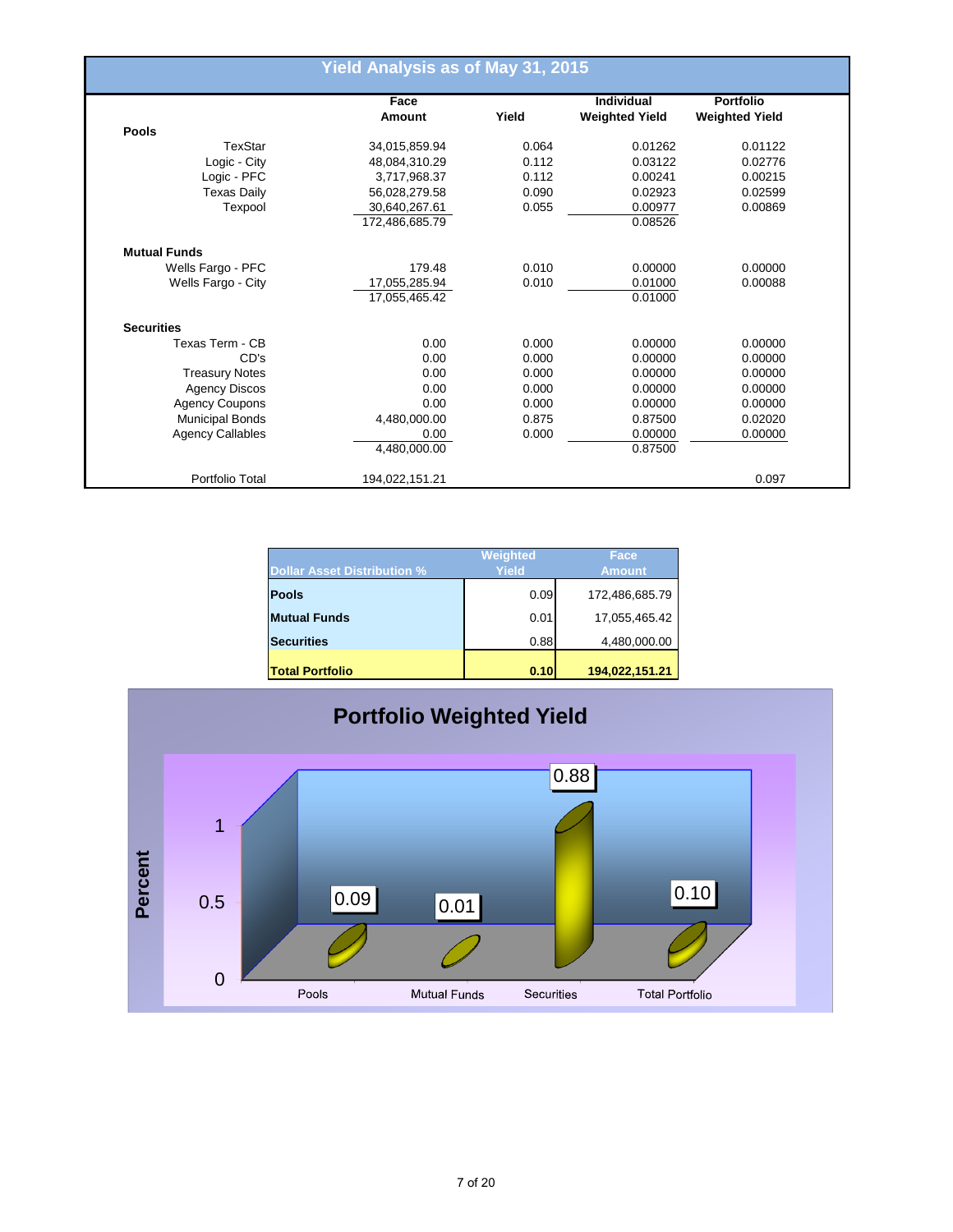## Yield Analysis as of May 31, 2015

| | Face Amount | Yield | Individual Weighted Yield | Portfolio Weighted Yield |
|---|---|---|---|---|
| **Pools** | | | | |
| TexStar | 34,015,859.94 | 0.064 | 0.01262 | 0.01122 |
| Logic - City | 48,084,310.29 | 0.112 | 0.03122 | 0.02776 |
| Logic - PFC | 3,717,968.37 | 0.112 | 0.00241 | 0.00215 |
| Texas Daily | 56,028,279.58 | 0.090 | 0.02923 | 0.02599 |
| Texpool | 30,640,267.61 | 0.055 | 0.00977 | 0.00869 |
| | 172,486,685.79 | | 0.08526 | |
| **Mutual Funds** | | | | |
| Wells Fargo - PFC | 179.48 | 0.010 | 0.00000 | 0.00000 |
| Wells Fargo - City | 17,055,285.94 | 0.010 | 0.01000 | 0.00088 |
| | 17,055,465.42 | | 0.01000 | |
| **Securities** | | | | |
| Texas Term - CB | 0.00 | 0.000 | 0.00000 | 0.00000 |
| CD's | 0.00 | 0.000 | 0.00000 | 0.00000 |
| Treasury Notes | 0.00 | 0.000 | 0.00000 | 0.00000 |
| Agency Discos | 0.00 | 0.000 | 0.00000 | 0.00000 |
| Agency Coupons | 0.00 | 0.000 | 0.00000 | 0.00000 |
| Municipal Bonds | 4,480,000.00 | 0.875 | 0.87500 | 0.02020 |
| Agency Callables | 0.00 | 0.000 | 0.00000 | 0.00000 |
| | 4,480,000.00 | | 0.87500 | |
| Portfolio Total | 194,022,151.21 | | | 0.097 |

| Dollar Asset Distribution % | Weighted Yield | Face Amount |
|---|---|---|
| **Pools** | 0.09 | 172,486,685.79 |
| **Mutual Funds** | 0.01 | 17,055,465.42 |
| **Securities** | 0.88 | 4,480,000.00 |
| **Total Portfolio** | **0.10** | **194,022,151.21** |

### Portfolio Weighted Yield

| | Percent |
|---|---|
| Pools | 0.09 |
| Mutual Funds | 0.01 |
| Securities | 0.88 |
| Total Portfolio | 0.10 |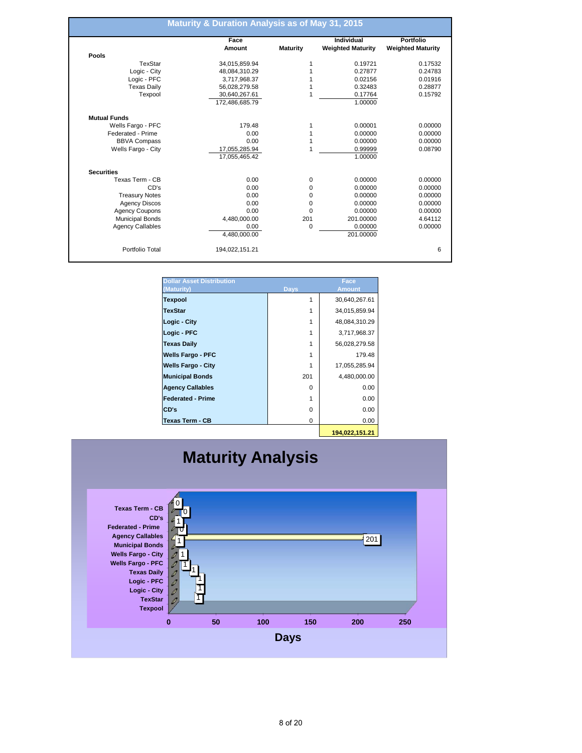## Maturity & Duration Analysis as of May 31, 2015

| | Face Amount | Maturity | Individual Weighted Maturity | Portfolio Weighted Maturity |
|---|---|---|---|---|
| **Pools** | | | | |
| TexStar | 34,015,859.94 | 1 | 0.19721 | 0.17532 |
| Logic - City | 48,084,310.29 | 1 | 0.27877 | 0.24783 |
| Logic - PFC | 3,717,968.37 | 1 | 0.02156 | 0.01916 |
| Texas Daily | 56,028,279.58 | 1 | 0.32483 | 0.28877 |
| Texpool | 30,640,267.61 | 1 | 0.17764 | 0.15792 |
| | 172,486,685.79 | | 1.00000 | |
| **Mutual Funds** | | | | |
| Wells Fargo - PFC | 179.48 | 1 | 0.00001 | 0.00000 |
| Federated - Prime | 0.00 | 1 | 0.00000 | 0.00000 |
| BBVA Compass | 0.00 | 1 | 0.00000 | 0.00000 |
| Wells Fargo - City | 17,055,285.94 | 1 | 0.99999 | 0.08790 |
| | 17,055,465.42 | | 1.00000 | |
| **Securities** | | | | |
| Texas Term - CB | 0.00 | 0 | 0.00000 | 0.00000 |
| CD's | 0.00 | 0 | 0.00000 | 0.00000 |
| Treasury Notes | 0.00 | 0 | 0.00000 | 0.00000 |
| Agency Discos | 0.00 | 0 | 0.00000 | 0.00000 |
| Agency Coupons | 0.00 | 0 | 0.00000 | 0.00000 |
| Municipal Bonds | 4,480,000.00 | 201 | 201.00000 | 4.64112 |
| Agency Callables | 0.00 | 0 | 0.00000 | 0.00000 |
| | 4,480,000.00 | | 201.00000 | |
| Portfolio Total | 194,022,151.21 | | | 6 |

| Dollar Asset Distribution (Maturity) | Days | Face Amount |
|---|---|---|
| **Texpool** | 1 | 30,640,267.61 |
| **TexStar** | 1 | 34,015,859.94 |
| **Logic - City** | 1 | 48,084,310.29 |
| **Logic - PFC** | 1 | 3,717,968.37 |
| **Texas Daily** | 1 | 56,028,279.58 |
| **Wells Fargo - PFC** | 1 | 179.48 |
| **Wells Fargo - City** | 1 | 17,055,285.94 |
| **Municipal Bonds** | 201 | 4,480,000.00 |
| **Agency Callables** | 0 | 0.00 |
| **Federated - Prime** | 1 | 0.00 |
| **CD's** | 0 | 0.00 |
| **Texas Term - CB** | 0 | 0.00 |
| | | **194,022,151.21** |

# Maturity Analysis

| | Days |
|---|---|
| Texas Term - CB | 0 |
| CD's | 0 |
| Federated - Prime | 1 |
| Agency Callables | 0 |
| Municipal Bonds | 201 |
| Wells Fargo - City | 1 |
| Wells Fargo - PFC | 1 |
| Texas Daily | 1 |
| Logic - PFC | 1 |
| Logic - City | 1 |
| TexStar | 1 |
| Texpool | 1 |

Days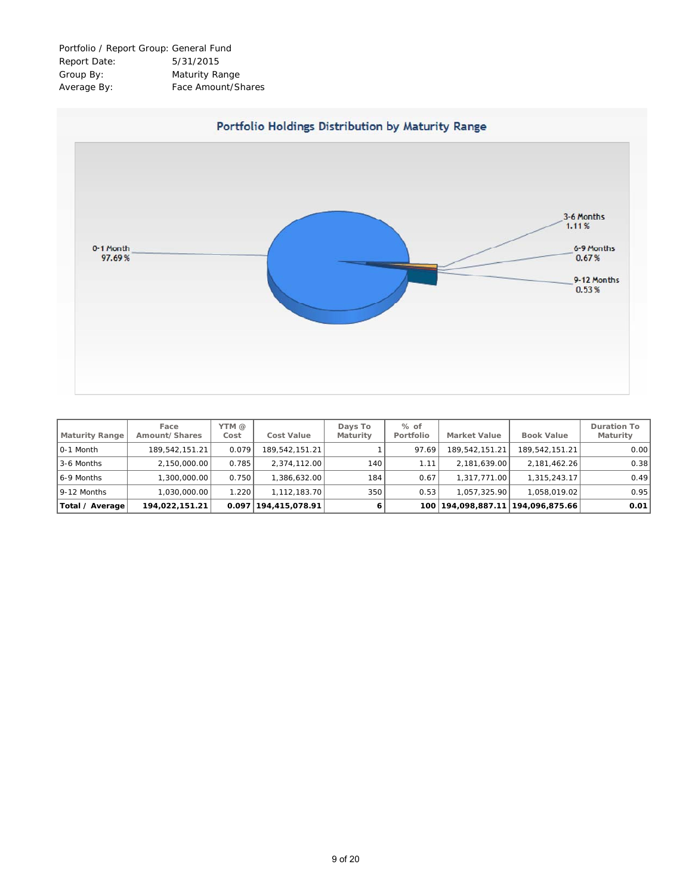Portfolio / Report Group: General Fund
Report Date: 5/31/2015
Group By: Maturity Range
Average By: Face Amount/Shares

## Portfolio Holdings Distribution by Maturity Range

0-1 Month 97.69 %
3-6 Months 1.11 %
6-9 Months 0.67 %
9-12 Months 0.53 %

| Maturity Range | Face Amount/ Shares | YTM @ Cost | Cost Value | Days To Maturity | % of Portfolio | Market Value | Book Value | Duration To Maturity |
|---|---|---|---|---|---|---|---|---|
| 0-1 Month | 189,542,151.21 | 0.079 | 189,542,151.21 | 1 | 97.69 | 189,542,151.21 | 189,542,151.21 | 0.00 |
| 3-6 Months | 2,150,000.00 | 0.785 | 2,374,112.00 | 140 | 1.11 | 2,181,639.00 | 2,181,462.26 | 0.38 |
| 6-9 Months | 1,300,000.00 | 0.750 | 1,386,632.00 | 184 | 0.67 | 1,317,771.00 | 1,315,243.17 | 0.49 |
| 9-12 Months | 1,030,000.00 | 1.220 | 1,112,183.70 | 350 | 0.53 | 1,057,325.90 | 1,058,019.02 | 0.95 |
| **Total / Average** | **194,022,151.21** | **0.097** | **194,415,078.91** | **6** | **100** | **194,098,887.11** | **194,096,875.66** | **0.01** |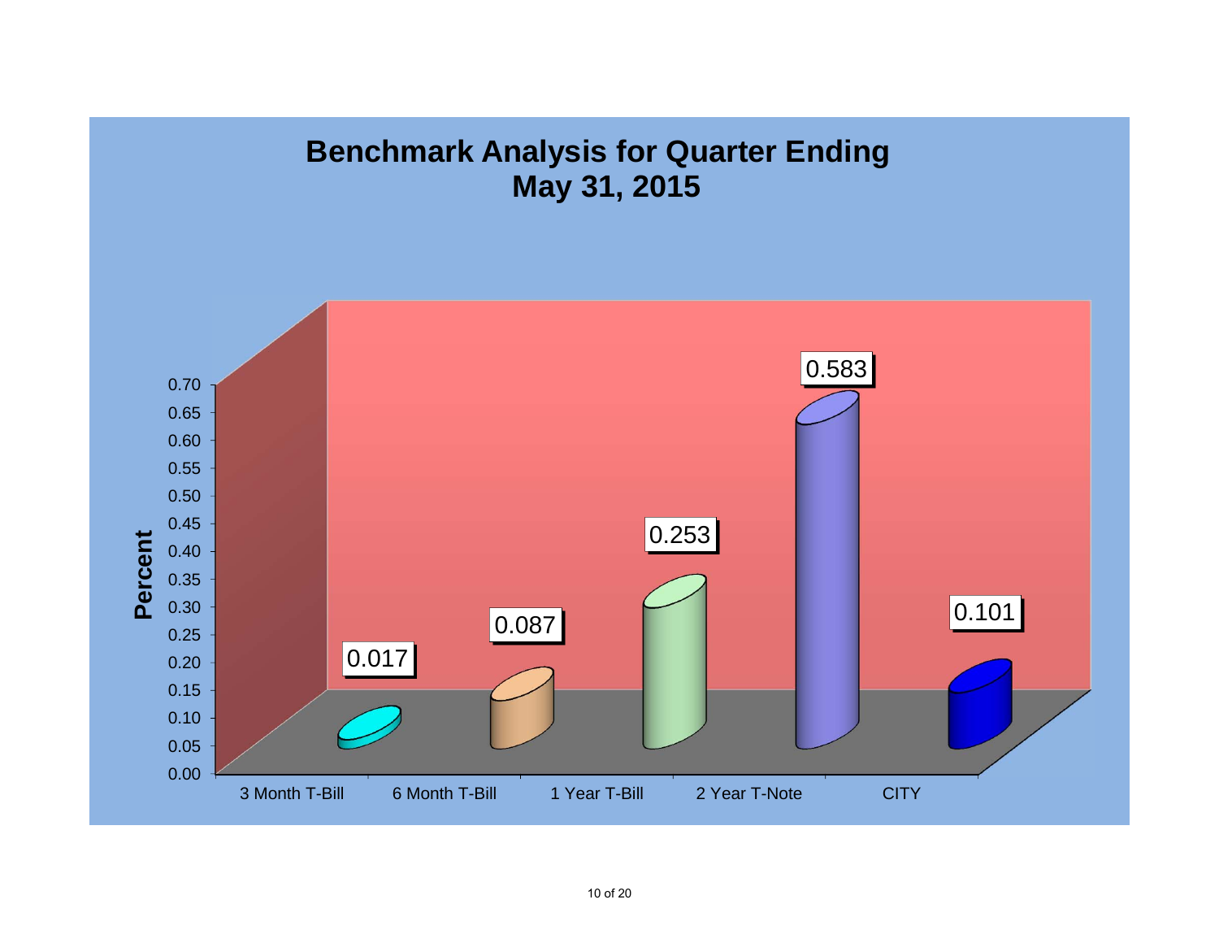# Benchmark Analysis for Quarter Ending May 31, 2015

| | Percent |
|---|---|
| 3 Month T-Bill | 0.017 |
| 6 Month T-Bill | 0.087 |
| 1 Year T-Bill | 0.253 |
| 2 Year T-Note | 0.583 |
| CITY | 0.101 |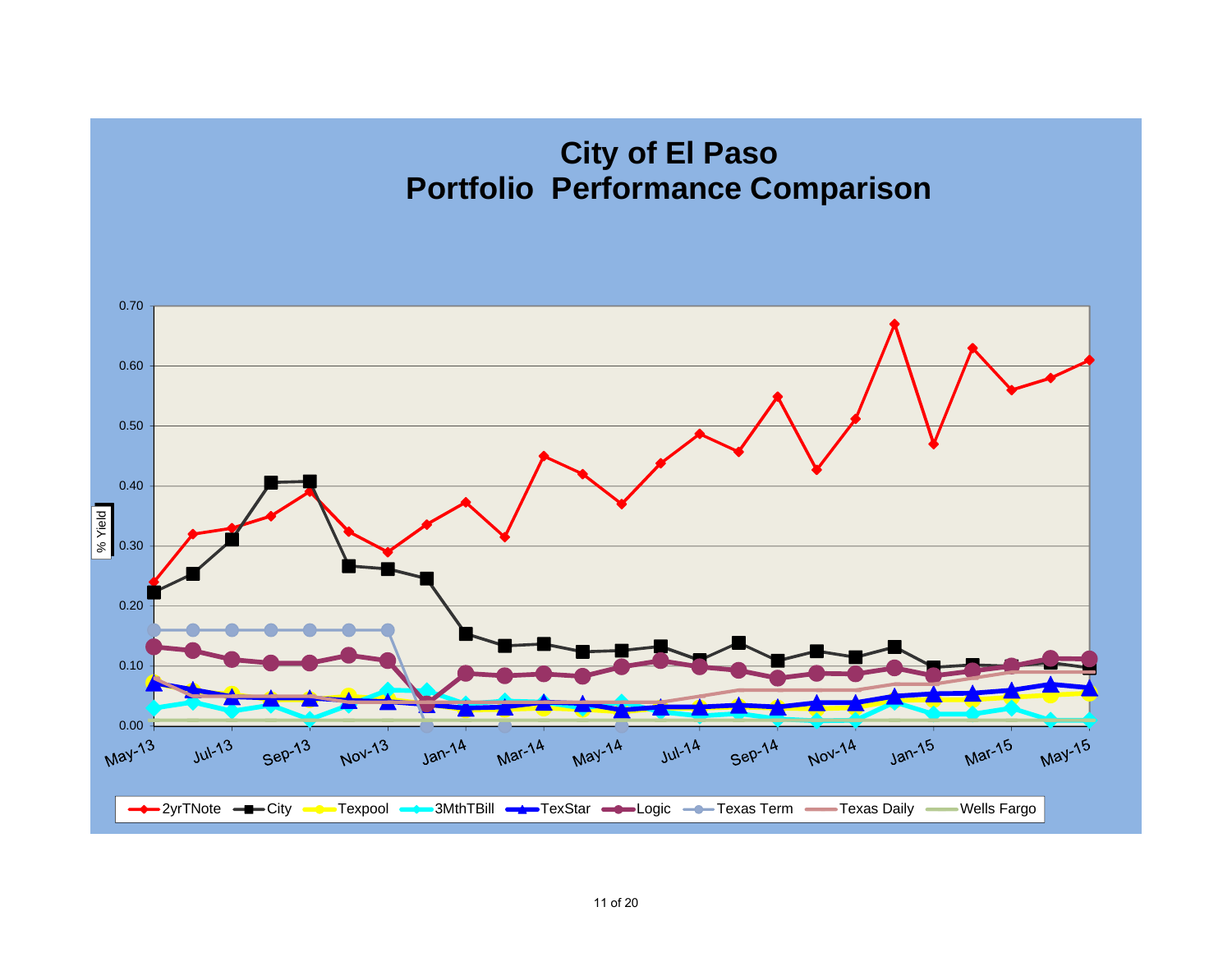# City of El Paso
# Portfolio Performance Comparison

% Yield

0.70
0.60
0.50
0.40
0.30
0.20
0.10
0.00

May-13, Jul-13, Sep-13, Nov-13, Jan-14, Mar-14, May-14, Jul-14, Sep-14, Nov-14, Jan-15, Mar-15, May-15

2yrTNote, City, Texpool, 3MthTBill, TexStar, Logic, Texas Term, Texas Daily, Wells Fargo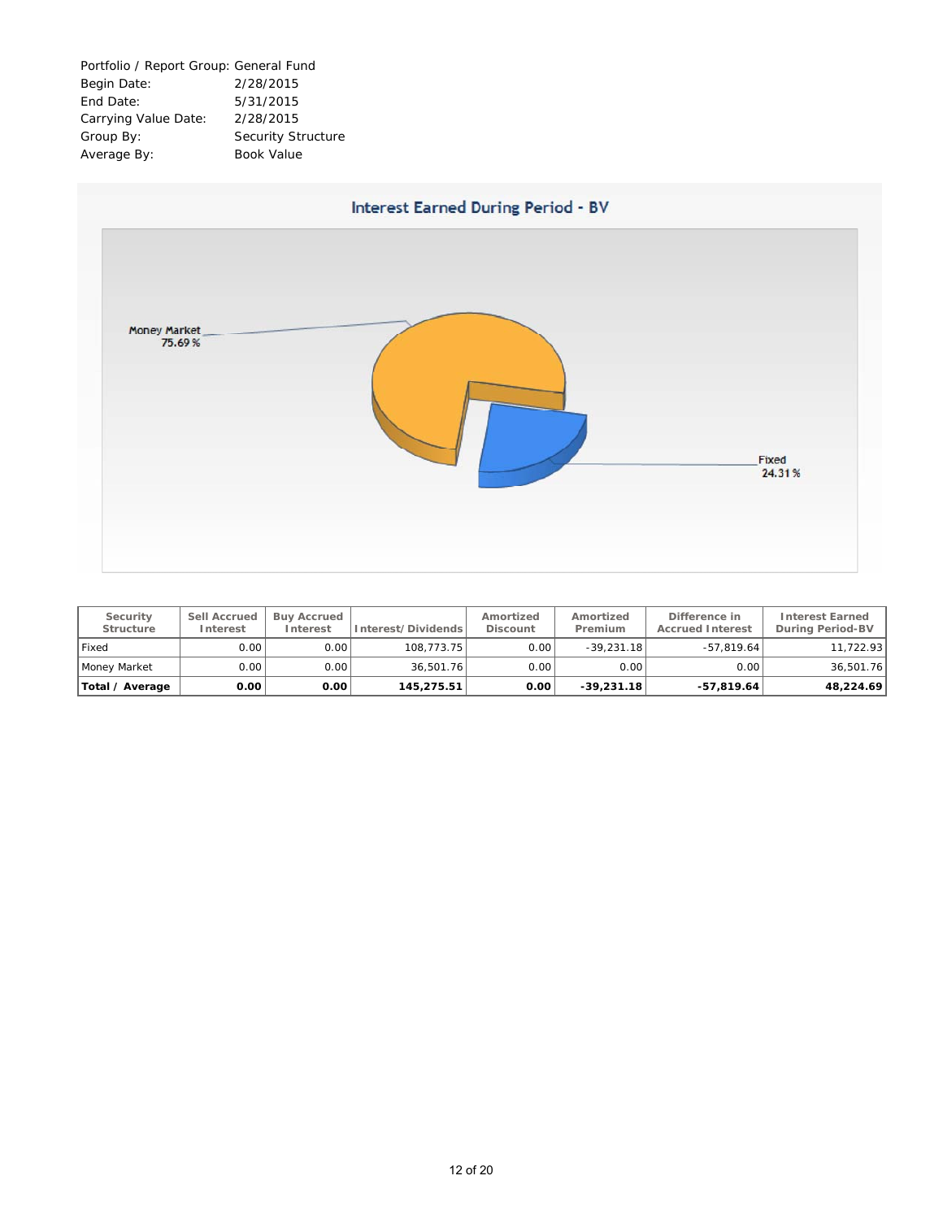Portfolio / Report Group: General Fund
Begin Date: 2/28/2015
End Date: 5/31/2015
Carrying Value Date: 2/28/2015
Group By: Security Structure
Average By: Book Value

## Interest Earned During Period - BV

Money Market 75.69 %

Fixed 24.31 %

| Security Structure | Sell Accrued Interest | Buy Accrued Interest | Interest/Dividends | Amortized Discount | Amortized Premium | Difference in Accrued Interest | Interest Earned During Period-BV |
|---|---|---|---|---|---|---|---|
| Fixed | 0.00 | 0.00 | 108,773.75 | 0.00 | -39,231.18 | -57,819.64 | 11,722.93 |
| Money Market | 0.00 | 0.00 | 36,501.76 | 0.00 | 0.00 | 0.00 | 36,501.76 |
| **Total / Average** | **0.00** | **0.00** | **145,275.51** | **0.00** | **-39,231.18** | **-57,819.64** | **48,224.69** |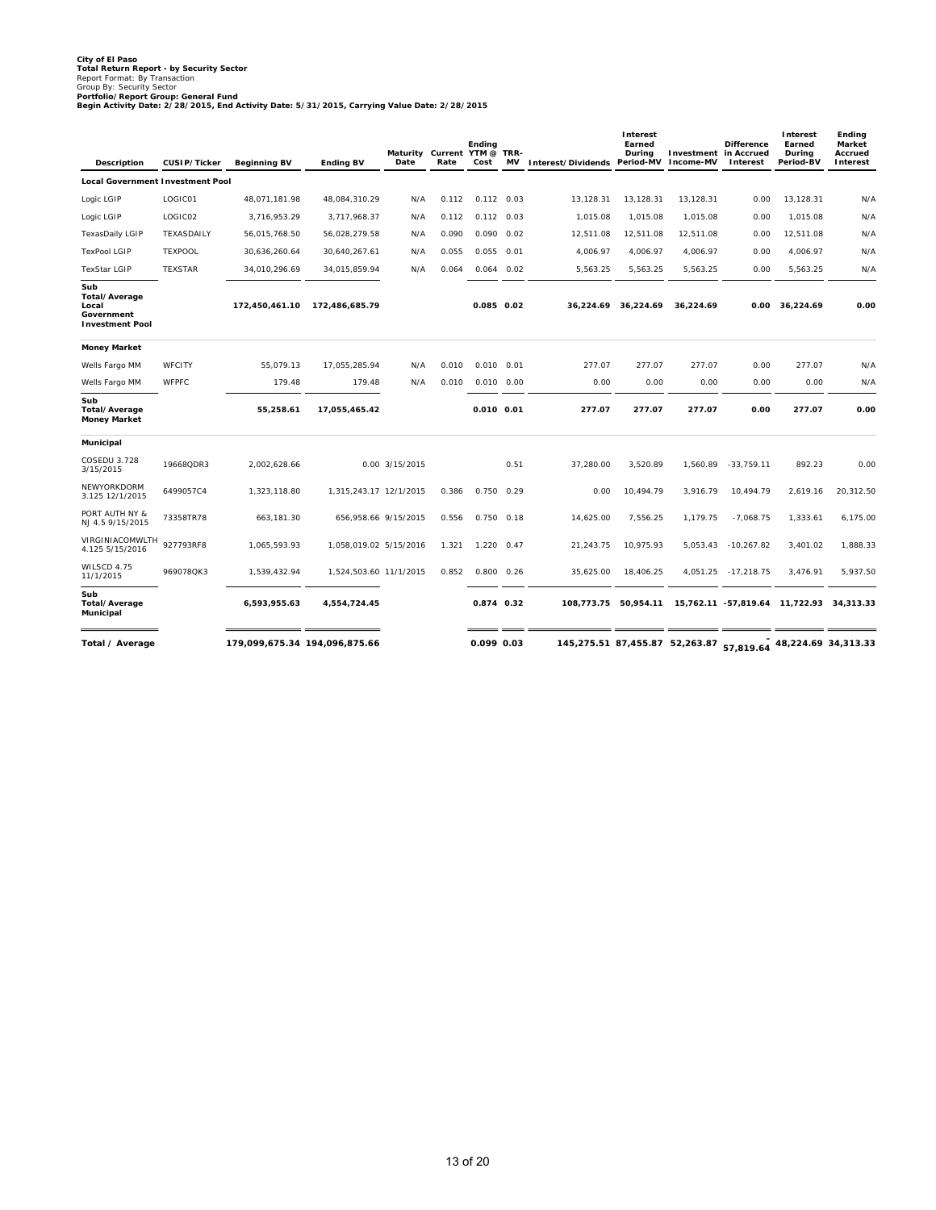**City of El Paso**
**Total Return Report - by Security Sector**
Report Format: By Transaction
Group By: Security Sector
**Portfolio/Report Group: General Fund**
**Begin Activity Date: 2/28/2015, End Activity Date: 5/31/2015, Carrying Value Date: 2/28/2015**

| Description | CUSIP/Ticker | Beginning BV | Ending BV | Maturity Date | Current Rate | Ending YTM @ Cost | TRR-MV | Interest/Dividends | Interest Earned During Period-MV | Investment Income-MV | Difference in Accrued Interest | Interest Earned During Period-BV | Ending Market Accrued Interest |
|---|---|---|---|---|---|---|---|---|---|---|---|---|---|
| **Local Government Investment Pool** | | | | | | | | | | | | | |
| Logic LGIP | LOGIC01 | 48,071,181.98 | 48,084,310.29 | N/A | 0.112 | 0.112 | 0.03 | 13,128.31 | 13,128.31 | 13,128.31 | 0.00 | 13,128.31 | N/A |
| Logic LGIP | LOGIC02 | 3,716,953.29 | 3,717,968.37 | N/A | 0.112 | 0.112 | 0.03 | 1,015.08 | 1,015.08 | 1,015.08 | 0.00 | 1,015.08 | N/A |
| TexasDaily LGIP | TEXASDAILY | 56,015,768.50 | 56,028,279.58 | N/A | 0.090 | 0.090 | 0.02 | 12,511.08 | 12,511.08 | 12,511.08 | 0.00 | 12,511.08 | N/A |
| TexPool LGIP | TEXPOOL | 30,636,260.64 | 30,640,267.61 | N/A | 0.055 | 0.055 | 0.01 | 4,006.97 | 4,006.97 | 4,006.97 | 0.00 | 4,006.97 | N/A |
| TexStar LGIP | TEXSTAR | 34,010,296.69 | 34,015,859.94 | N/A | 0.064 | 0.064 | 0.02 | 5,563.25 | 5,563.25 | 5,563.25 | 0.00 | 5,563.25 | N/A |
| **Sub Total/Average Local Government Investment Pool** | | **172,450,461.10** | **172,486,685.79** | | | **0.085** | **0.02** | **36,224.69** | **36,224.69** | **36,224.69** | **0.00** | **36,224.69** | **0.00** |
| **Money Market** | | | | | | | | | | | | | |
| Wells Fargo MM | WFCITY | 55,079.13 | 17,055,285.94 | N/A | 0.010 | 0.010 | 0.01 | 277.07 | 277.07 | 277.07 | 0.00 | 277.07 | N/A |
| Wells Fargo MM | WFPFC | 179.48 | 179.48 | N/A | 0.010 | 0.010 | 0.00 | 0.00 | 0.00 | 0.00 | 0.00 | 0.00 | N/A |
| **Sub Total/Average Money Market** | | **55,258.61** | **17,055,465.42** | | | **0.010** | **0.01** | **277.07** | **277.07** | **277.07** | **0.00** | **277.07** | **0.00** |
| **Municipal** | | | | | | | | | | | | | |
| COSEDU 3.728 3/15/2015 | 19668QDR3 | 2,002,628.66 | 0.00 | 3/15/2015 | | | 0.51 | 37,280.00 | 3,520.89 | 1,560.89 | -33,759.11 | 892.23 | 0.00 |
| NEWYORKDORM 3.125 12/1/2015 | 6499057C4 | 1,323,118.80 | 1,315,243.17 | 12/1/2015 | 0.386 | 0.750 | 0.29 | 0.00 | 10,494.79 | 3,916.79 | 10,494.79 | 2,619.16 | 20,312.50 |
| PORT AUTH NY & NJ 4.5 9/15/2015 | 73358TR78 | 663,181.30 | 656,958.66 | 9/15/2015 | 0.556 | 0.750 | 0.18 | 14,625.00 | 7,556.25 | 1,179.75 | -7,068.75 | 1,333.61 | 6,175.00 |
| VIRGINIACOMWLTH 4.125 5/15/2016 | 927793RF8 | 1,065,593.93 | 1,058,019.02 | 5/15/2016 | 1.321 | 1.220 | 0.47 | 21,243.75 | 10,975.93 | 5,053.43 | -10,267.82 | 3,401.02 | 1,888.33 |
| WILSCD 4.75 11/1/2015 | 969078QK3 | 1,539,432.94 | 1,524,503.60 | 11/1/2015 | 0.852 | 0.800 | 0.26 | 35,625.00 | 18,406.25 | 4,051.25 | -17,218.75 | 3,476.91 | 5,937.50 |
| **Sub Total/Average Municipal** | | **6,593,955.63** | **4,554,724.45** | | | **0.874** | **0.32** | **108,773.75** | **50,954.11** | **15,762.11** | **-57,819.64** | **11,722.93** | **34,313.33** |
| **Total / Average** | | **179,099,675.34** | **194,096,875.66** | | | **0.099** | **0.03** | **145,275.51** | **87,455.87** | **52,263.87** | **-57,819.64** | **48,224.69** | **34,313.33** |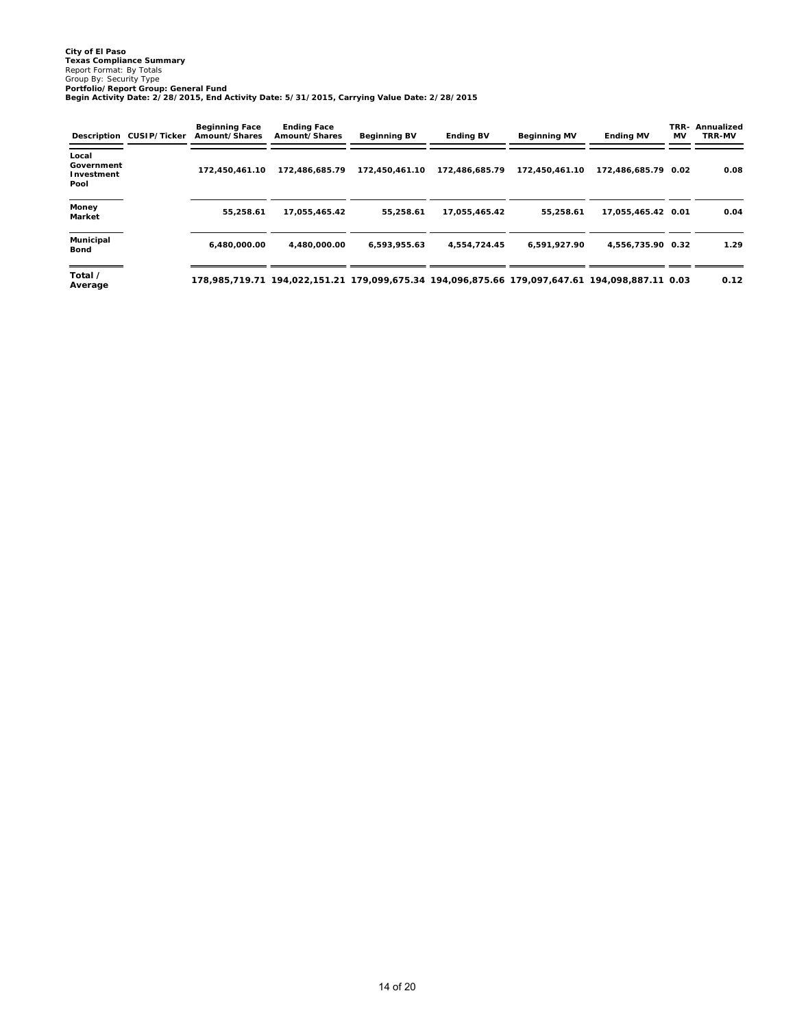**City of El Paso**
**Texas Compliance Summary**
Report Format: By Totals
Group By: Security Type
**Portfolio/Report Group: General Fund**
**Begin Activity Date: 2/28/2015, End Activity Date: 5/31/2015, Carrying Value Date: 2/28/2015**

| Description | CUSIP/Ticker | Beginning Face Amount/Shares | Ending Face Amount/Shares | Beginning BV | Ending BV | Beginning MV | Ending MV | TRR-MV | Annualized TRR-MV |
|---|---|---|---|---|---|---|---|---|---|
| **Local Government Investment Pool** | | 172,450,461.10 | 172,486,685.79 | 172,450,461.10 | 172,486,685.79 | 172,450,461.10 | 172,486,685.79 | 0.02 | 0.08 |
| **Money Market** | | 55,258.61 | 17,055,465.42 | 55,258.61 | 17,055,465.42 | 55,258.61 | 17,055,465.42 | 0.01 | 0.04 |
| **Municipal Bond** | | 6,480,000.00 | 4,480,000.00 | 6,593,955.63 | 4,554,724.45 | 6,591,927.90 | 4,556,735.90 | 0.32 | 1.29 |
| **Total / Average** | | 178,985,719.71 | 194,022,151.21 | 179,099,675.34 | 194,096,875.66 | 179,097,647.61 | 194,098,887.11 | 0.03 | 0.12 |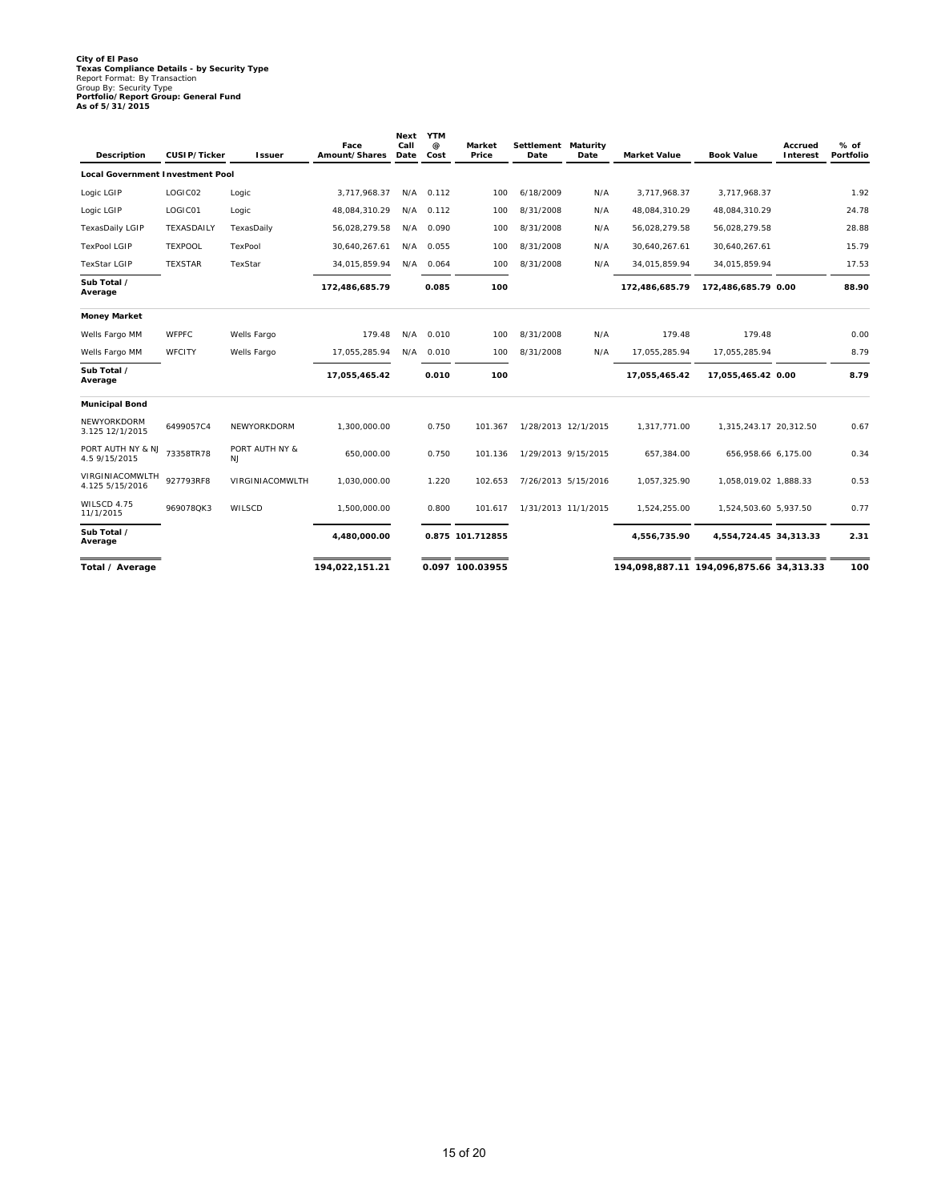**City of El Paso**
**Texas Compliance Details - by Security Type**
Report Format: By Transaction
Group By: Security Type
**Portfolio/Report Group: General Fund**
**As of 5/31/2015**

| Description | CUSIP/Ticker | Issuer | Face Amount/Shares | Next Call Date | YTM @ Cost | Market Price | Settlement Date | Maturity Date | Market Value | Book Value | Accrued Interest | % of Portfolio |
|---|---|---|---|---|---|---|---|---|---|---|---|---|
| **Local Government Investment Pool** | | | | | | | | | | | | |
| Logic LGIP | LOGIC02 | Logic | 3,717,968.37 | N/A | 0.112 | 100 | 6/18/2009 | N/A | 3,717,968.37 | 3,717,968.37 | | 1.92 |
| Logic LGIP | LOGIC01 | Logic | 48,084,310.29 | N/A | 0.112 | 100 | 8/31/2008 | N/A | 48,084,310.29 | 48,084,310.29 | | 24.78 |
| TexasDaily LGIP | TEXASDAILY | TexasDaily | 56,028,279.58 | N/A | 0.090 | 100 | 8/31/2008 | N/A | 56,028,279.58 | 56,028,279.58 | | 28.88 |
| TexPool LGIP | TEXPOOL | TexPool | 30,640,267.61 | N/A | 0.055 | 100 | 8/31/2008 | N/A | 30,640,267.61 | 30,640,267.61 | | 15.79 |
| TexStar LGIP | TEXSTAR | TexStar | 34,015,859.94 | N/A | 0.064 | 100 | 8/31/2008 | N/A | 34,015,859.94 | 34,015,859.94 | | 17.53 |
| **Sub Total / Average** | | | **172,486,685.79** | | **0.085** | **100** | | | **172,486,685.79** | **172,486,685.79** | **0.00** | **88.90** |
| **Money Market** | | | | | | | | | | | | |
| Wells Fargo MM | WFPFC | Wells Fargo | 179.48 | N/A | 0.010 | 100 | 8/31/2008 | N/A | 179.48 | 179.48 | | 0.00 |
| Wells Fargo MM | WFCITY | Wells Fargo | 17,055,285.94 | N/A | 0.010 | 100 | 8/31/2008 | N/A | 17,055,285.94 | 17,055,285.94 | | 8.79 |
| **Sub Total / Average** | | | **17,055,465.42** | | **0.010** | **100** | | | **17,055,465.42** | **17,055,465.42** | **0.00** | **8.79** |
| **Municipal Bond** | | | | | | | | | | | | |
| NEWYORKDORM 3.125 12/1/2015 | 6499057C4 | NEWYORKDORM | 1,300,000.00 | | 0.750 | 101.367 | 1/28/2013 | 12/1/2015 | 1,317,771.00 | 1,315,243.17 | 20,312.50 | 0.67 |
| PORT AUTH NY & NJ 4.5 9/15/2015 | 73358TR78 | PORT AUTH NY & NJ | 650,000.00 | | 0.750 | 101.136 | 1/29/2013 | 9/15/2015 | 657,384.00 | 656,958.66 | 6,175.00 | 0.34 |
| VIRGINIACOMWLTH 4.125 5/15/2016 | 927793RF8 | VIRGINIACOMWLTH | 1,030,000.00 | | 1.220 | 102.653 | 7/26/2013 | 5/15/2016 | 1,057,325.90 | 1,058,019.02 | 1,888.33 | 0.53 |
| WILSCD 4.75 11/1/2015 | 969078QK3 | WILSCD | 1,500,000.00 | | 0.800 | 101.617 | 1/31/2013 | 11/1/2015 | 1,524,255.00 | 1,524,503.60 | 5,937.50 | 0.77 |
| **Sub Total / Average** | | | **4,480,000.00** | | **0.875** | **101.712855** | | | **4,556,735.90** | **4,554,724.45** | **34,313.33** | **2.31** |
| **Total / Average** | | | **194,022,151.21** | | **0.097** | **100.03955** | | | **194,098,887.11** | **194,096,875.66** | **34,313.33** | **100** |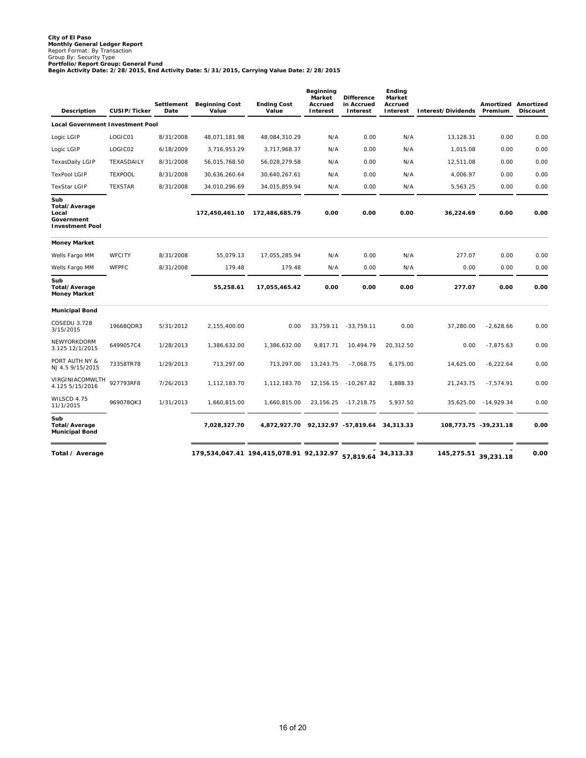**City of El Paso**
**Monthly General Ledger Report**
Report Format: By Transaction
Group By: Security Type
**Portfolio/Report Group: General Fund**
**Begin Activity Date: 2/28/2015, End Activity Date: 5/31/2015, Carrying Value Date: 2/28/2015**

| Description | CUSIP/Ticker | Settlement Date | Beginning Cost Value | Ending Cost Value | Beginning Market Accrued Interest | Difference in Accrued Interest | Ending Market Accrued Interest | Interest/Dividends | Amortized Premium | Amortized Discount |
|---|---|---|---|---|---|---|---|---|---|---|
| **Local Government Investment Pool** | | | | | | | | | | |
| Logic LGIP | LOGIC01 | 8/31/2008 | 48,071,181.98 | 48,084,310.29 | N/A | 0.00 | N/A | 13,128.31 | 0.00 | 0.00 |
| Logic LGIP | LOGIC02 | 6/18/2009 | 3,716,953.29 | 3,717,968.37 | N/A | 0.00 | N/A | 1,015.08 | 0.00 | 0.00 |
| TexasDaily LGIP | TEXASDAILY | 8/31/2008 | 56,015,768.50 | 56,028,279.58 | N/A | 0.00 | N/A | 12,511.08 | 0.00 | 0.00 |
| TexPool LGIP | TEXPOOL | 8/31/2008 | 30,636,260.64 | 30,640,267.61 | N/A | 0.00 | N/A | 4,006.97 | 0.00 | 0.00 |
| TexStar LGIP | TEXSTAR | 8/31/2008 | 34,010,296.69 | 34,015,859.94 | N/A | 0.00 | N/A | 5,563.25 | 0.00 | 0.00 |
| **Sub Total/Average Local Government Investment Pool** | | | **172,450,461.10** | **172,486,685.79** | **0.00** | **0.00** | **0.00** | **36,224.69** | **0.00** | **0.00** |
| **Money Market** | | | | | | | | | | |
| Wells Fargo MM | WFCITY | 8/31/2008 | 55,079.13 | 17,055,285.94 | N/A | 0.00 | N/A | 277.07 | 0.00 | 0.00 |
| Wells Fargo MM | WFPFC | 8/31/2008 | 179.48 | 179.48 | N/A | 0.00 | N/A | 0.00 | 0.00 | 0.00 |
| **Sub Total/Average Money Market** | | | **55,258.61** | **17,055,465.42** | **0.00** | **0.00** | **0.00** | **277.07** | **0.00** | **0.00** |
| **Municipal Bond** | | | | | | | | | | |
| COSEDU 3.728 3/15/2015 | 19668QDR3 | 5/31/2012 | 2,155,400.00 | 0.00 | 33,759.11 | -33,759.11 | 0.00 | 37,280.00 | -2,628.66 | 0.00 |
| NEWYORKDORM 3.125 12/1/2015 | 6499057C4 | 1/28/2013 | 1,386,632.00 | 1,386,632.00 | 9,817.71 | 10,494.79 | 20,312.50 | 0.00 | -7,875.63 | 0.00 |
| PORT AUTH NY & NJ 4.5 9/15/2015 | 73358TR78 | 1/29/2013 | 713,297.00 | 713,297.00 | 13,243.75 | -7,068.75 | 6,175.00 | 14,625.00 | -6,222.64 | 0.00 |
| VIRGINIACOMWLTH 4.125 5/15/2016 | 927793RF8 | 7/26/2013 | 1,112,183.70 | 1,112,183.70 | 12,156.15 | -10,267.82 | 1,888.33 | 21,243.75 | -7,574.91 | 0.00 |
| WILSCD 4.75 11/1/2015 | 969078QK3 | 1/31/2013 | 1,660,815.00 | 1,660,815.00 | 23,156.25 | -17,218.75 | 5,937.50 | 35,625.00 | -14,929.34 | 0.00 |
| **Sub Total/Average Municipal Bond** | | | **7,028,327.70** | **4,872,927.70** | **92,132.97** | **-57,819.64** | **34,313.33** | **108,773.75** | **-39,231.18** | **0.00** |
| **Total / Average** | | | **179,534,047.41** | **194,415,078.91** | **92,132.97** | **-57,819.64** | **34,313.33** | **145,275.51** | **-39,231.18** | **0.00** |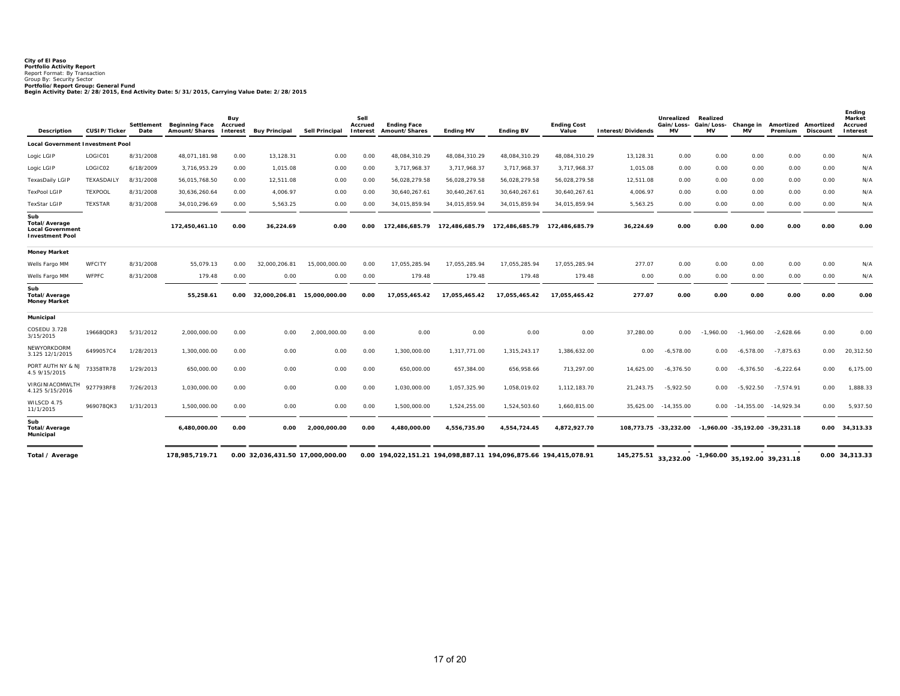**City of El Paso**
**Portfolio Activity Report**
Report Format: By Transaction
Group By: Security Sector
**Portfolio/Report Group: General Fund**
**Begin Activity Date: 2/28/2015, End Activity Date: 5/31/2015, Carrying Value Date: 2/28/2015**

| Description | CUSIP/Ticker | Settlement Date | Beginning Face Amount/Shares | Buy Accrued Interest | Buy Principal | Sell Principal | Sell Accrued Interest | Ending Face Amount/Shares | Ending MV | Ending BV | Ending Cost Value | Interest/Dividends | Unrealized Gain/Loss-MV | Realized Gain/Loss-MV | Change in MV | Amortized Premium | Amortized Discount | Ending Market Accrued Interest |
|---|---|---|---|---|---|---|---|---|---|---|---|---|---|---|---|---|---|---|
| **Local Government Investment Pool** | | | | | | | | | | | | | | | | | | |
| Logic LGIP | LOGIC01 | 8/31/2008 | 48,071,181.98 | 0.00 | 13,128.31 | 0.00 | 0.00 | 48,084,310.29 | 48,084,310.29 | 48,084,310.29 | 48,084,310.29 | 13,128.31 | 0.00 | 0.00 | 0.00 | 0.00 | 0.00 | N/A |
| Logic LGIP | LOGIC02 | 6/18/2009 | 3,716,953.29 | 0.00 | 1,015.08 | 0.00 | 0.00 | 3,717,968.37 | 3,717,968.37 | 3,717,968.37 | 3,717,968.37 | 1,015.08 | 0.00 | 0.00 | 0.00 | 0.00 | 0.00 | N/A |
| TexasDaily LGIP | TEXASDAILY | 8/31/2008 | 56,015,768.50 | 0.00 | 12,511.08 | 0.00 | 0.00 | 56,028,279.58 | 56,028,279.58 | 56,028,279.58 | 56,028,279.58 | 12,511.08 | 0.00 | 0.00 | 0.00 | 0.00 | 0.00 | N/A |
| TexPool LGIP | TEXPOOL | 8/31/2008 | 30,636,260.64 | 0.00 | 4,006.97 | 0.00 | 0.00 | 30,640,267.61 | 30,640,267.61 | 30,640,267.61 | 30,640,267.61 | 4,006.97 | 0.00 | 0.00 | 0.00 | 0.00 | 0.00 | N/A |
| TexStar LGIP | TEXSTAR | 8/31/2008 | 34,010,296.69 | 0.00 | 5,563.25 | 0.00 | 0.00 | 34,015,859.94 | 34,015,859.94 | 34,015,859.94 | 34,015,859.94 | 5,563.25 | 0.00 | 0.00 | 0.00 | 0.00 | 0.00 | N/A |
| **Sub Total/Average Local Government Investment Pool** | | | **172,450,461.10** | **0.00** | **36,224.69** | **0.00** | **0.00** | **172,486,685.79** | **172,486,685.79** | **172,486,685.79** | **172,486,685.79** | **36,224.69** | **0.00** | **0.00** | **0.00** | **0.00** | **0.00** | **0.00** |
| **Money Market** | | | | | | | | | | | | | | | | | | |
| Wells Fargo MM | WFCITY | 8/31/2008 | 55,079.13 | 0.00 | 32,000,206.81 | 15,000,000.00 | 0.00 | 17,055,285.94 | 17,055,285.94 | 17,055,285.94 | 17,055,285.94 | 277.07 | 0.00 | 0.00 | 0.00 | 0.00 | 0.00 | N/A |
| Wells Fargo MM | WFPFC | 8/31/2008 | 179.48 | 0.00 | 0.00 | 0.00 | 0.00 | 179.48 | 179.48 | 179.48 | 179.48 | 0.00 | 0.00 | 0.00 | 0.00 | 0.00 | 0.00 | N/A |
| **Sub Total/Average Money Market** | | | **55,258.61** | **0.00** | **32,000,206.81** | **15,000,000.00** | **0.00** | **17,055,465.42** | **17,055,465.42** | **17,055,465.42** | **17,055,465.42** | **277.07** | **0.00** | **0.00** | **0.00** | **0.00** | **0.00** | **0.00** |
| **Municipal** | | | | | | | | | | | | | | | | | | |
| COSEDU 3.728 3/15/2015 | 19668QDR3 | 5/31/2012 | 2,000,000.00 | 0.00 | 0.00 | 2,000,000.00 | 0.00 | 0.00 | 0.00 | 0.00 | 0.00 | 37,280.00 | 0.00 | -1,960.00 | -1,960.00 | -2,628.66 | 0.00 | 0.00 |
| NEWYORKDORM 3.125 12/1/2015 | 6499057C4 | 1/28/2013 | 1,300,000.00 | 0.00 | 0.00 | 0.00 | 0.00 | 1,300,000.00 | 1,317,771.00 | 1,315,243.17 | 1,386,632.00 | 0.00 | -6,578.00 | 0.00 | -6,578.00 | -7,875.63 | 0.00 | 20,312.50 |
| PORT AUTH NY & NJ 4.5 9/15/2015 | 73358TR78 | 1/29/2013 | 650,000.00 | 0.00 | 0.00 | 0.00 | 0.00 | 650,000.00 | 657,384.00 | 656,958.66 | 713,297.00 | 14,625.00 | -6,376.50 | 0.00 | -6,376.50 | -6,222.64 | 0.00 | 6,175.00 |
| VIRGINIACOMWLTH 4.125 5/15/2016 | 927793RF8 | 7/26/2013 | 1,030,000.00 | 0.00 | 0.00 | 0.00 | 0.00 | 1,030,000.00 | 1,057,325.90 | 1,058,019.02 | 1,112,183.70 | 21,243.75 | -5,922.50 | 0.00 | -5,922.50 | -7,574.91 | 0.00 | 1,888.33 |
| WILSCD 4.75 11/1/2015 | 969078QK3 | 1/31/2013 | 1,500,000.00 | 0.00 | 0.00 | 0.00 | 0.00 | 1,500,000.00 | 1,524,255.00 | 1,524,503.60 | 1,660,815.00 | 35,625.00 | -14,355.00 | 0.00 | -14,355.00 | -14,929.34 | 0.00 | 5,937.50 |
| **Sub Total/Average Municipal** | | | **6,480,000.00** | **0.00** | **0.00** | **2,000,000.00** | **0.00** | **4,480,000.00** | **4,556,735.90** | **4,554,724.45** | **4,872,927.70** | **108,773.75** | **-33,232.00** | **-1,960.00** | **-35,192.00** | **-39,231.18** | **0.00** | **34,313.33** |
| **Total / Average** | | | **178,985,719.71** | **0.00** | **32,036,431.50** | **17,000,000.00** | **0.00** | **194,022,151.21** | **194,098,887.11** | **194,096,875.66** | **194,415,078.91** | **145,275.51** | **-33,232.00** | **-1,960.00** | **-35,192.00** | **-39,231.18** | **0.00** | **34,313.33** |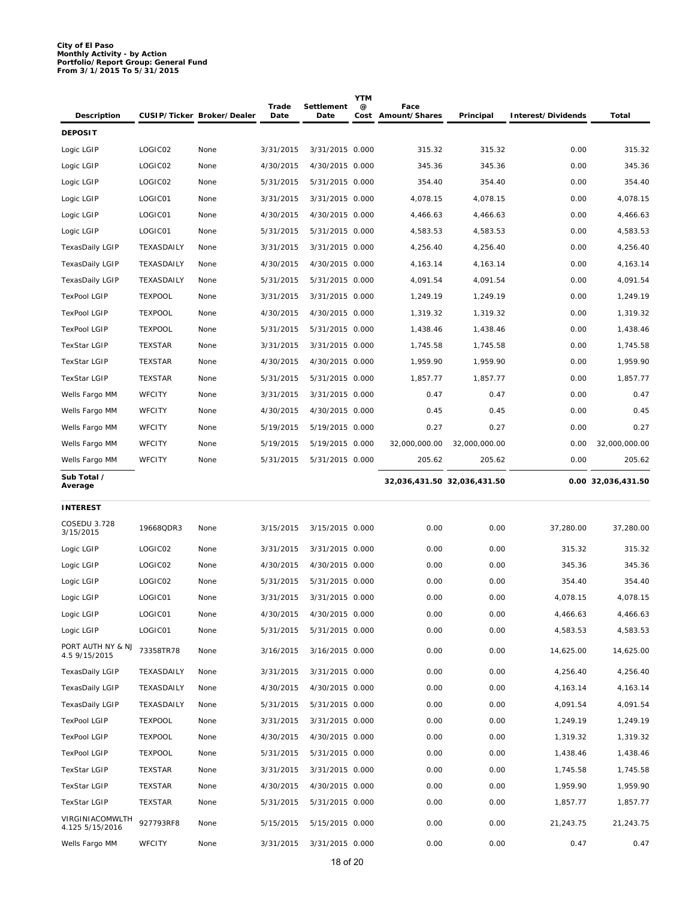**City of El Paso**
**Monthly Activity - by Action**
**Portfolio/Report Group: General Fund**
**From 3/1/2015 To 5/31/2015**

| Description | CUSIP/Ticker | Broker/Dealer | Trade Date | Settlement Date | YTM @ Cost | Face Amount/Shares | Principal | Interest/Dividends | Total |
|---|---|---|---|---|---|---|---|---|---|
| **DEPOSIT** | | | | | | | | | |
| Logic LGIP | LOGIC02 | None | 3/31/2015 | 3/31/2015 | 0.000 | 315.32 | 315.32 | 0.00 | 315.32 |
| Logic LGIP | LOGIC02 | None | 4/30/2015 | 4/30/2015 | 0.000 | 345.36 | 345.36 | 0.00 | 345.36 |
| Logic LGIP | LOGIC02 | None | 5/31/2015 | 5/31/2015 | 0.000 | 354.40 | 354.40 | 0.00 | 354.40 |
| Logic LGIP | LOGIC01 | None | 3/31/2015 | 3/31/2015 | 0.000 | 4,078.15 | 4,078.15 | 0.00 | 4,078.15 |
| Logic LGIP | LOGIC01 | None | 4/30/2015 | 4/30/2015 | 0.000 | 4,466.63 | 4,466.63 | 0.00 | 4,466.63 |
| Logic LGIP | LOGIC01 | None | 5/31/2015 | 5/31/2015 | 0.000 | 4,583.53 | 4,583.53 | 0.00 | 4,583.53 |
| TexasDaily LGIP | TEXASDAILY | None | 3/31/2015 | 3/31/2015 | 0.000 | 4,256.40 | 4,256.40 | 0.00 | 4,256.40 |
| TexasDaily LGIP | TEXASDAILY | None | 4/30/2015 | 4/30/2015 | 0.000 | 4,163.14 | 4,163.14 | 0.00 | 4,163.14 |
| TexasDaily LGIP | TEXASDAILY | None | 5/31/2015 | 5/31/2015 | 0.000 | 4,091.54 | 4,091.54 | 0.00 | 4,091.54 |
| TexPool LGIP | TEXPOOL | None | 3/31/2015 | 3/31/2015 | 0.000 | 1,249.19 | 1,249.19 | 0.00 | 1,249.19 |
| TexPool LGIP | TEXPOOL | None | 4/30/2015 | 4/30/2015 | 0.000 | 1,319.32 | 1,319.32 | 0.00 | 1,319.32 |
| TexPool LGIP | TEXPOOL | None | 5/31/2015 | 5/31/2015 | 0.000 | 1,438.46 | 1,438.46 | 0.00 | 1,438.46 |
| TexStar LGIP | TEXSTAR | None | 3/31/2015 | 3/31/2015 | 0.000 | 1,745.58 | 1,745.58 | 0.00 | 1,745.58 |
| TexStar LGIP | TEXSTAR | None | 4/30/2015 | 4/30/2015 | 0.000 | 1,959.90 | 1,959.90 | 0.00 | 1,959.90 |
| TexStar LGIP | TEXSTAR | None | 5/31/2015 | 5/31/2015 | 0.000 | 1,857.77 | 1,857.77 | 0.00 | 1,857.77 |
| Wells Fargo MM | WFCITY | None | 3/31/2015 | 3/31/2015 | 0.000 | 0.47 | 0.47 | 0.00 | 0.47 |
| Wells Fargo MM | WFCITY | None | 4/30/2015 | 4/30/2015 | 0.000 | 0.45 | 0.45 | 0.00 | 0.45 |
| Wells Fargo MM | WFCITY | None | 5/19/2015 | 5/19/2015 | 0.000 | 0.27 | 0.27 | 0.00 | 0.27 |
| Wells Fargo MM | WFCITY | None | 5/19/2015 | 5/19/2015 | 0.000 | 32,000,000.00 | 32,000,000.00 | 0.00 | 32,000,000.00 |
| Wells Fargo MM | WFCITY | None | 5/31/2015 | 5/31/2015 | 0.000 | 205.62 | 205.62 | 0.00 | 205.62 |
| **Sub Total / Average** | | | | | | **32,036,431.50** | **32,036,431.50** | **0.00** | **32,036,431.50** |
| **INTEREST** | | | | | | | | | |
| COSEDU 3.728 3/15/2015 | 19668QDR3 | None | 3/15/2015 | 3/15/2015 | 0.000 | 0.00 | 0.00 | 37,280.00 | 37,280.00 |
| Logic LGIP | LOGIC02 | None | 3/31/2015 | 3/31/2015 | 0.000 | 0.00 | 0.00 | 315.32 | 315.32 |
| Logic LGIP | LOGIC02 | None | 4/30/2015 | 4/30/2015 | 0.000 | 0.00 | 0.00 | 345.36 | 345.36 |
| Logic LGIP | LOGIC02 | None | 5/31/2015 | 5/31/2015 | 0.000 | 0.00 | 0.00 | 354.40 | 354.40 |
| Logic LGIP | LOGIC01 | None | 3/31/2015 | 3/31/2015 | 0.000 | 0.00 | 0.00 | 4,078.15 | 4,078.15 |
| Logic LGIP | LOGIC01 | None | 4/30/2015 | 4/30/2015 | 0.000 | 0.00 | 0.00 | 4,466.63 | 4,466.63 |
| Logic LGIP | LOGIC01 | None | 5/31/2015 | 5/31/2015 | 0.000 | 0.00 | 0.00 | 4,583.53 | 4,583.53 |
| PORT AUTH NY & NJ 4.5 9/15/2015 | 73358TR78 | None | 3/16/2015 | 3/16/2015 | 0.000 | 0.00 | 0.00 | 14,625.00 | 14,625.00 |
| TexasDaily LGIP | TEXASDAILY | None | 3/31/2015 | 3/31/2015 | 0.000 | 0.00 | 0.00 | 4,256.40 | 4,256.40 |
| TexasDaily LGIP | TEXASDAILY | None | 4/30/2015 | 4/30/2015 | 0.000 | 0.00 | 0.00 | 4,163.14 | 4,163.14 |
| TexasDaily LGIP | TEXASDAILY | None | 5/31/2015 | 5/31/2015 | 0.000 | 0.00 | 0.00 | 4,091.54 | 4,091.54 |
| TexPool LGIP | TEXPOOL | None | 3/31/2015 | 3/31/2015 | 0.000 | 0.00 | 0.00 | 1,249.19 | 1,249.19 |
| TexPool LGIP | TEXPOOL | None | 4/30/2015 | 4/30/2015 | 0.000 | 0.00 | 0.00 | 1,319.32 | 1,319.32 |
| TexPool LGIP | TEXPOOL | None | 5/31/2015 | 5/31/2015 | 0.000 | 0.00 | 0.00 | 1,438.46 | 1,438.46 |
| TexStar LGIP | TEXSTAR | None | 3/31/2015 | 3/31/2015 | 0.000 | 0.00 | 0.00 | 1,745.58 | 1,745.58 |
| TexStar LGIP | TEXSTAR | None | 4/30/2015 | 4/30/2015 | 0.000 | 0.00 | 0.00 | 1,959.90 | 1,959.90 |
| TexStar LGIP | TEXSTAR | None | 5/31/2015 | 5/31/2015 | 0.000 | 0.00 | 0.00 | 1,857.77 | 1,857.77 |
| VIRGINIACOMWLTH 4.125 5/15/2016 | 927793RF8 | None | 5/15/2015 | 5/15/2015 | 0.000 | 0.00 | 0.00 | 21,243.75 | 21,243.75 |
| Wells Fargo MM | WFCITY | None | 3/31/2015 | 3/31/2015 | 0.000 | 0.00 | 0.00 | 0.47 | 0.47 |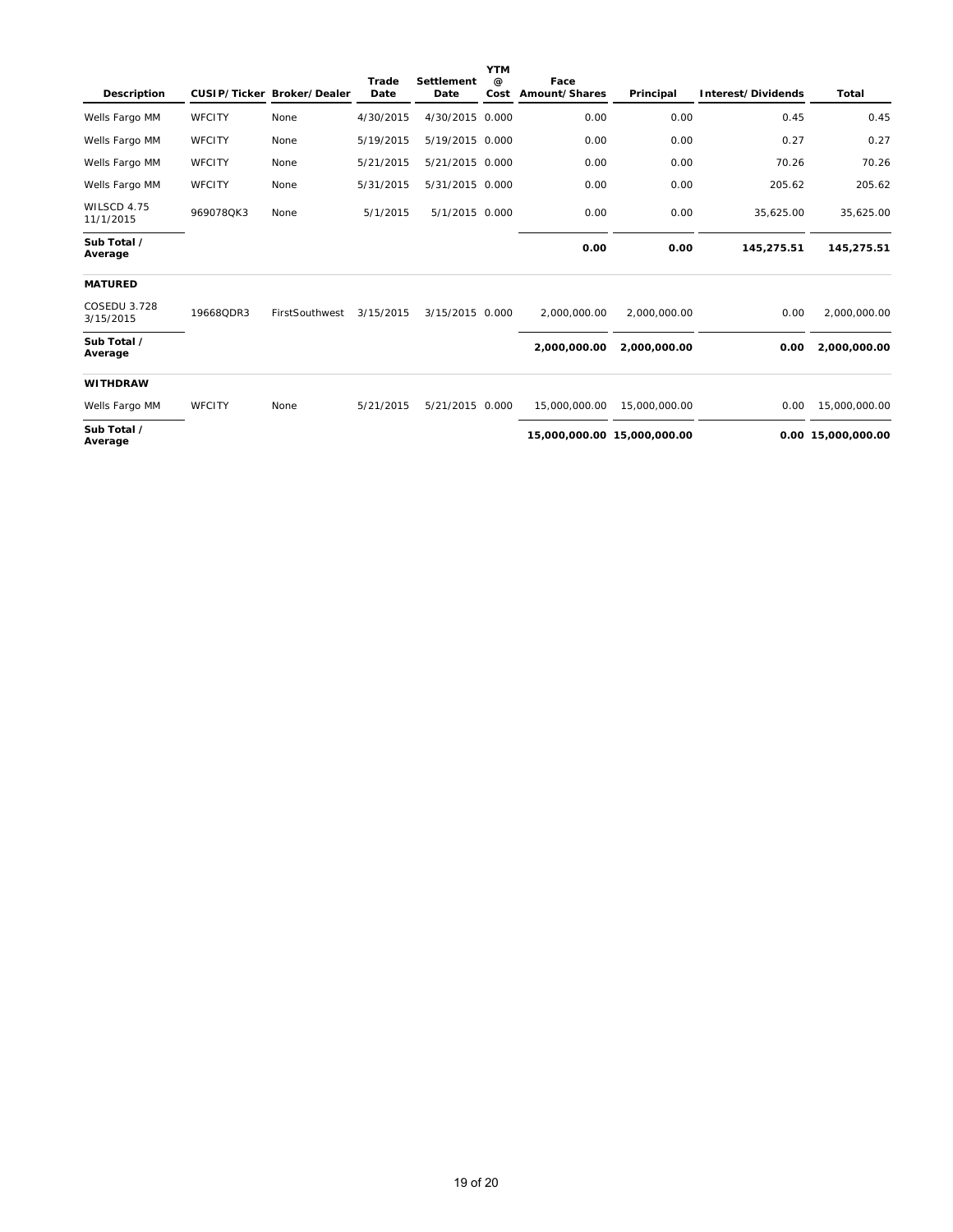| Description | CUSIP/Ticker | Broker/Dealer | Trade Date | Settlement Date | YTM @ Cost | Face Amount/Shares | Principal | Interest/Dividends | Total |
|---|---|---|---|---|---|---|---|---|---|
| Wells Fargo MM | WFCITY | None | 4/30/2015 | 4/30/2015 | 0.000 | 0.00 | 0.00 | 0.45 | 0.45 |
| Wells Fargo MM | WFCITY | None | 5/19/2015 | 5/19/2015 | 0.000 | 0.00 | 0.00 | 0.27 | 0.27 |
| Wells Fargo MM | WFCITY | None | 5/21/2015 | 5/21/2015 | 0.000 | 0.00 | 0.00 | 70.26 | 70.26 |
| Wells Fargo MM | WFCITY | None | 5/31/2015 | 5/31/2015 | 0.000 | 0.00 | 0.00 | 205.62 | 205.62 |
| WILSCD 4.75 11/1/2015 | 969078QK3 | None | 5/1/2015 | 5/1/2015 | 0.000 | 0.00 | 0.00 | 35,625.00 | 35,625.00 |
| **Sub Total / Average** | | | | | | **0.00** | **0.00** | **145,275.51** | **145,275.51** |
| **MATURED** | | | | | | | | | |
| COSEDU 3.728 3/15/2015 | 19668QDR3 | FirstSouthwest | 3/15/2015 | 3/15/2015 | 0.000 | 2,000,000.00 | 2,000,000.00 | 0.00 | 2,000,000.00 |
| **Sub Total / Average** | | | | | | **2,000,000.00** | **2,000,000.00** | **0.00** | **2,000,000.00** |
| **WITHDRAW** | | | | | | | | | |
| Wells Fargo MM | WFCITY | None | 5/21/2015 | 5/21/2015 | 0.000 | 15,000,000.00 | 15,000,000.00 | 0.00 | 15,000,000.00 |
| **Sub Total / Average** | | | | | | **15,000,000.00** | **15,000,000.00** | **0.00** | **15,000,000.00** |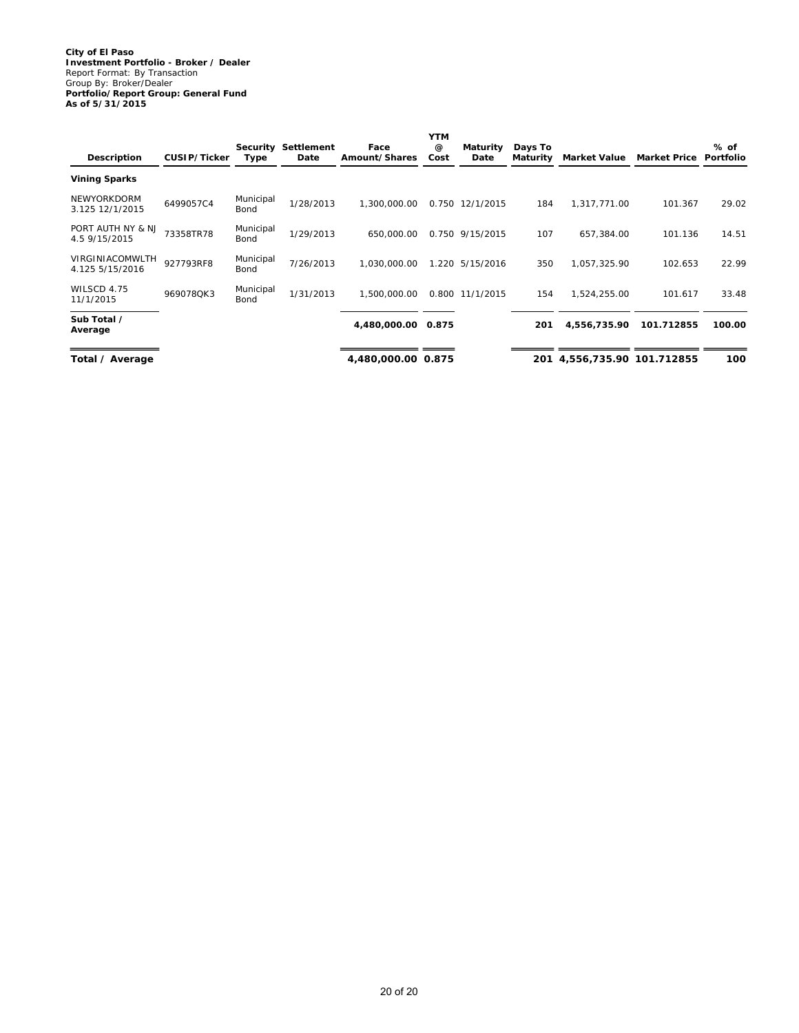**City of El Paso**
**Investment Portfolio - Broker / Dealer**
Report Format: By Transaction
Group By: Broker/Dealer
**Portfolio/Report Group: General Fund**
**As of 5/31/2015**

| Description | CUSIP/Ticker | Security Type | Settlement Date | Face Amount/Shares | YTM @ Cost | Maturity Date | Days To Maturity | Market Value | Market Price | % of Portfolio |
|---|---|---|---|---|---|---|---|---|---|---|
| **Vining Sparks** | | | | | | | | | | |
| NEWYORKDORM 3.125 12/1/2015 | 6499057C4 | Municipal Bond | 1/28/2013 | 1,300,000.00 | 0.750 | 12/1/2015 | 184 | 1,317,771.00 | 101.367 | 29.02 |
| PORT AUTH NY & NJ 4.5 9/15/2015 | 73358TR78 | Municipal Bond | 1/29/2013 | 650,000.00 | 0.750 | 9/15/2015 | 107 | 657,384.00 | 101.136 | 14.51 |
| VIRGINIACOMWLTH 4.125 5/15/2016 | 927793RF8 | Municipal Bond | 7/26/2013 | 1,030,000.00 | 1.220 | 5/15/2016 | 350 | 1,057,325.90 | 102.653 | 22.99 |
| WILSCD 4.75 11/1/2015 | 969078QK3 | Municipal Bond | 1/31/2013 | 1,500,000.00 | 0.800 | 11/1/2015 | 154 | 1,524,255.00 | 101.617 | 33.48 |
| **Sub Total / Average** | | | | **4,480,000.00** | **0.875** | | **201** | **4,556,735.90** | **101.712855** | **100.00** |
| **Total / Average** | | | | **4,480,000.00** | **0.875** | | **201** | **4,556,735.90** | **101.712855** | **100** |